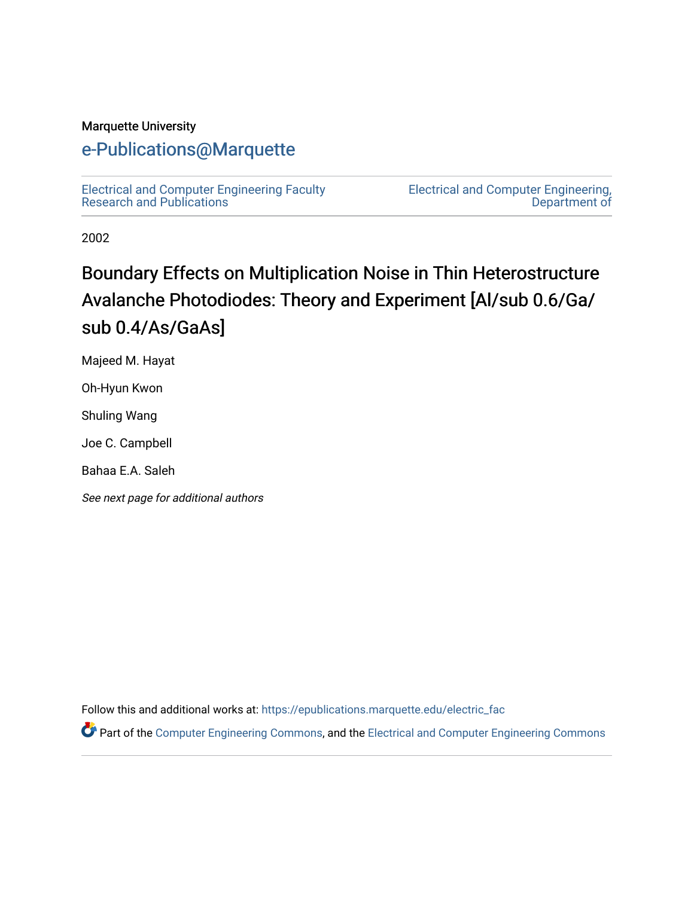Marquette University

# e-Publications@Marquette

Electrical and Computer Engineering Faculty Research and Publications

Electrical and Computer Engineering, Department of

2002

## Boundary Effects on Multiplication Noise in Thin Heterostructure Avalanche Photodiodes: Theory and Experiment [Al/sub 0.6/Ga/sub 0.4/As/GaAs]

Majeed M. Hayat

Oh-Hyun Kwon

Shuling Wang

Joe C. Campbell

Bahaa E.A. Saleh

*See next page for additional authors*

Follow this and additional works at: https://epublications.marquette.edu/electric_fac

Part of the Computer Engineering Commons, and the Electrical and Computer Engineering Commons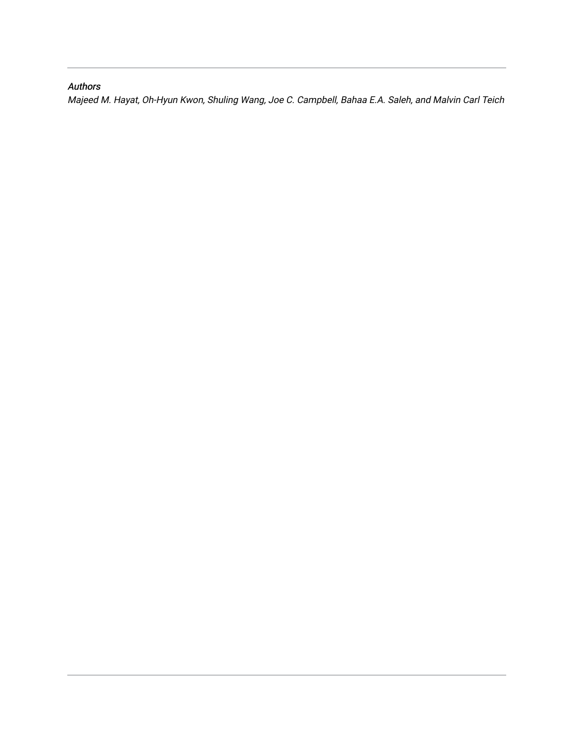*Authors*

*Majeed M. Hayat, Oh-Hyun Kwon, Shuling Wang, Joe C. Campbell, Bahaa E.A. Saleh, and Malvin Carl Teich*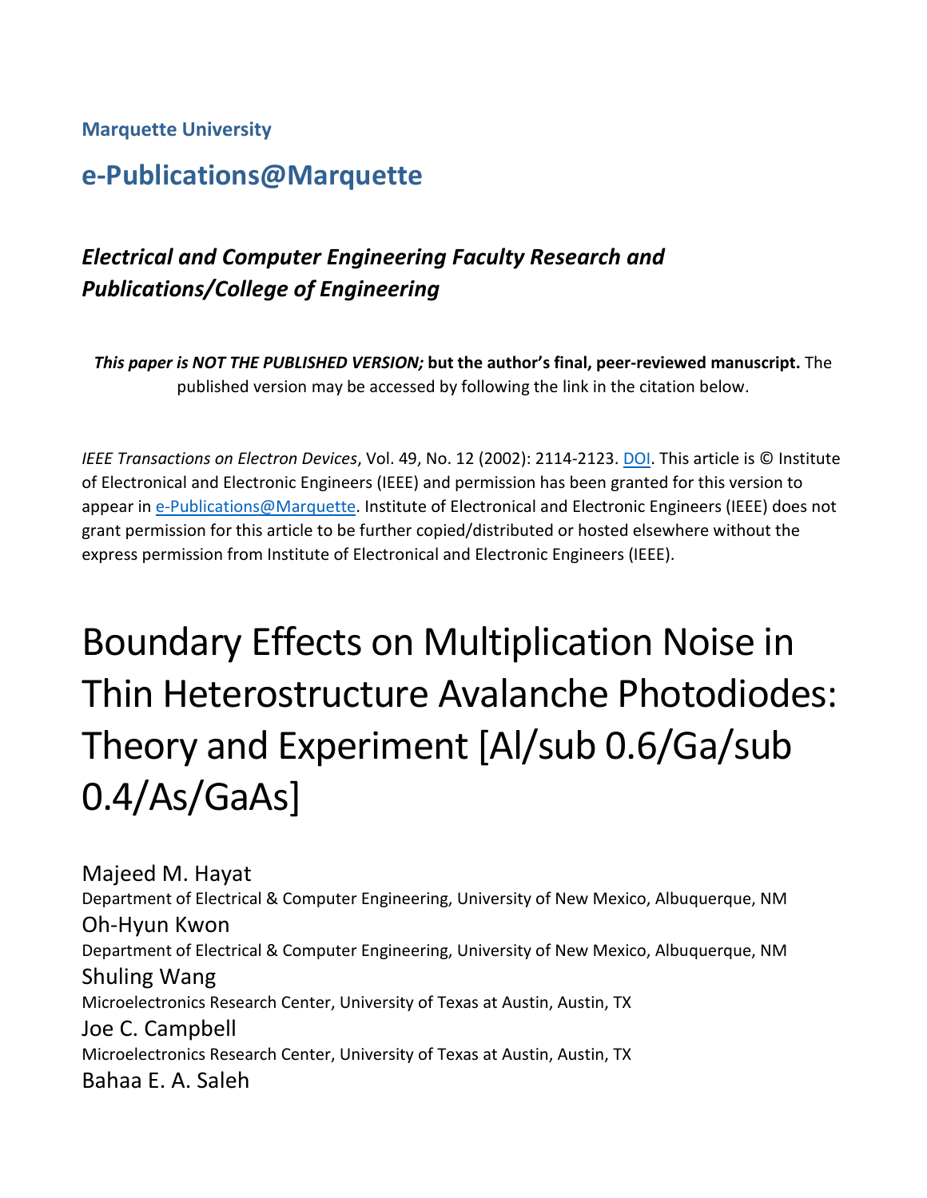**Marquette University**

## e-Publications@Marquette

### *Electrical and Computer Engineering Faculty Research and Publications/College of Engineering*

***This paper is NOT THE PUBLISHED VERSION;* but the author's final, peer-reviewed manuscript.** The published version may be accessed by following the link in the citation below.

*IEEE Transactions on Electron Devices*, Vol. 49, No. 12 (2002): 2114-2123. DOI. This article is © Institute of Electronical and Electronic Engineers (IEEE) and permission has been granted for this version to appear in e-Publications@Marquette. Institute of Electronical and Electronic Engineers (IEEE) does not grant permission for this article to be further copied/distributed or hosted elsewhere without the express permission from Institute of Electronical and Electronic Engineers (IEEE).

# Boundary Effects on Multiplication Noise in Thin Heterostructure Avalanche Photodiodes: Theory and Experiment [Al/sub 0.6/Ga/sub 0.4/As/GaAs]

Majeed M. Hayat
Department of Electrical & Computer Engineering, University of New Mexico, Albuquerque, NM

Oh-Hyun Kwon
Department of Electrical & Computer Engineering, University of New Mexico, Albuquerque, NM

Shuling Wang
Microelectronics Research Center, University of Texas at Austin, Austin, TX

Joe C. Campbell
Microelectronics Research Center, University of Texas at Austin, Austin, TX

Bahaa E. A. Saleh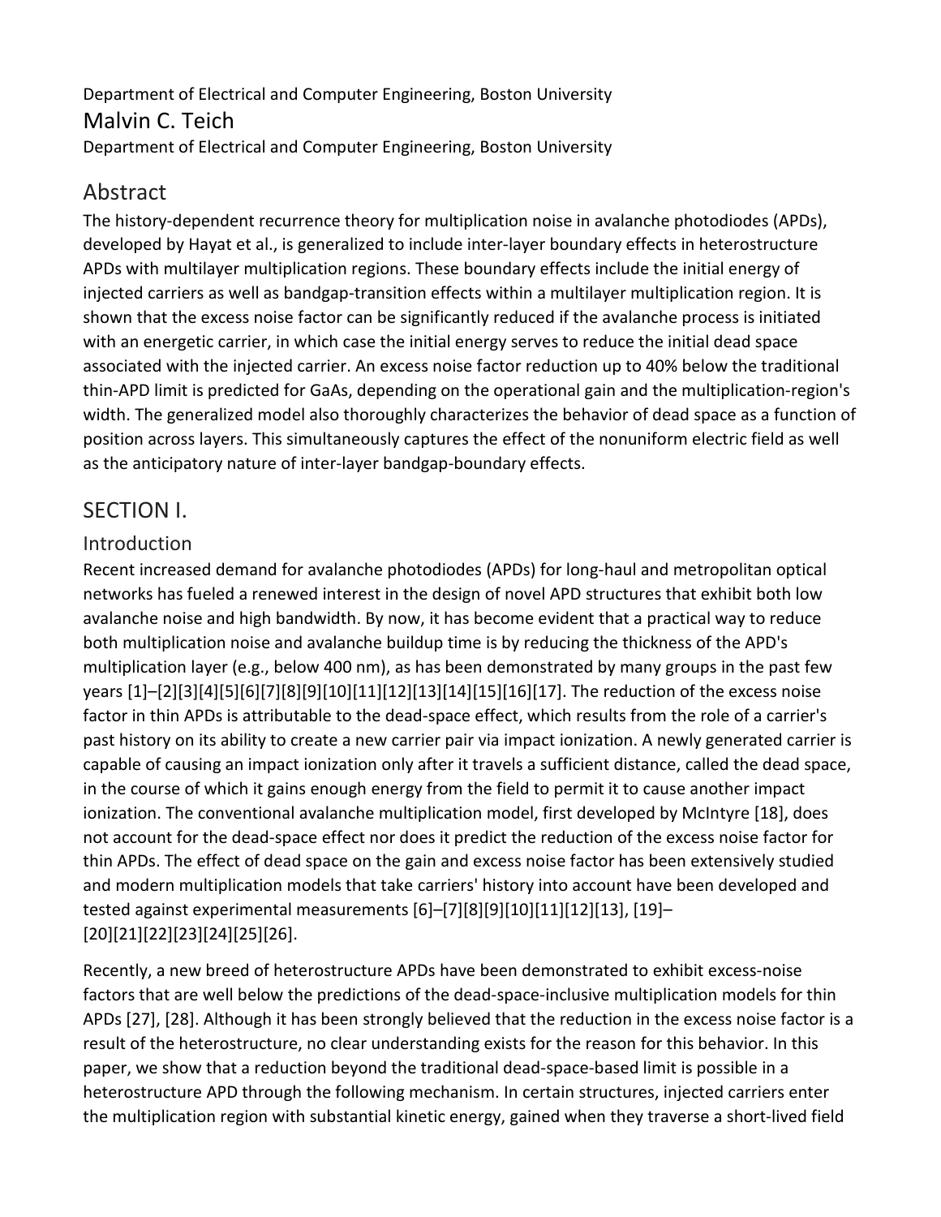Department of Electrical and Computer Engineering, Boston University

Malvin C. Teich

Department of Electrical and Computer Engineering, Boston University

## Abstract

The history-dependent recurrence theory for multiplication noise in avalanche photodiodes (APDs), developed by Hayat et al., is generalized to include inter-layer boundary effects in heterostructure APDs with multilayer multiplication regions. These boundary effects include the initial energy of injected carriers as well as bandgap-transition effects within a multilayer multiplication region. It is shown that the excess noise factor can be significantly reduced if the avalanche process is initiated with an energetic carrier, in which case the initial energy serves to reduce the initial dead space associated with the injected carrier. An excess noise factor reduction up to 40% below the traditional thin-APD limit is predicted for GaAs, depending on the operational gain and the multiplication-region's width. The generalized model also thoroughly characterizes the behavior of dead space as a function of position across layers. This simultaneously captures the effect of the nonuniform electric field as well as the anticipatory nature of inter-layer bandgap-boundary effects.

## SECTION I.

### Introduction

Recent increased demand for avalanche photodiodes (APDs) for long-haul and metropolitan optical networks has fueled a renewed interest in the design of novel APD structures that exhibit both low avalanche noise and high bandwidth. By now, it has become evident that a practical way to reduce both multiplication noise and avalanche buildup time is by reducing the thickness of the APD's multiplication layer (e.g., below 400 nm), as has been demonstrated by many groups in the past few years [1]–[2][3][4][5][6][7][8][9][10][11][12][13][14][15][16][17]. The reduction of the excess noise factor in thin APDs is attributable to the dead-space effect, which results from the role of a carrier's past history on its ability to create a new carrier pair via impact ionization. A newly generated carrier is capable of causing an impact ionization only after it travels a sufficient distance, called the dead space, in the course of which it gains enough energy from the field to permit it to cause another impact ionization. The conventional avalanche multiplication model, first developed by McIntyre [18], does not account for the dead-space effect nor does it predict the reduction of the excess noise factor for thin APDs. The effect of dead space on the gain and excess noise factor has been extensively studied and modern multiplication models that take carriers' history into account have been developed and tested against experimental measurements [6]–[7][8][9][10][11][12][13], [19]–[20][21][22][23][24][25][26].

Recently, a new breed of heterostructure APDs have been demonstrated to exhibit excess-noise factors that are well below the predictions of the dead-space-inclusive multiplication models for thin APDs [27], [28]. Although it has been strongly believed that the reduction in the excess noise factor is a result of the heterostructure, no clear understanding exists for the reason for this behavior. In this paper, we show that a reduction beyond the traditional dead-space-based limit is possible in a heterostructure APD through the following mechanism. In certain structures, injected carriers enter the multiplication region with substantial kinetic energy, gained when they traverse a short-lived field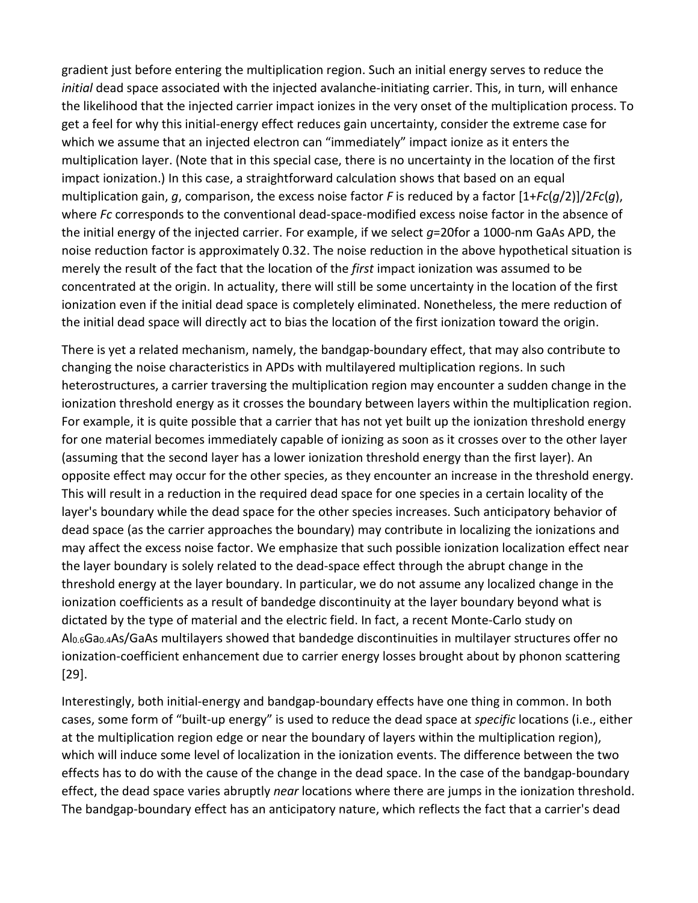gradient just before entering the multiplication region. Such an initial energy serves to reduce the *initial* dead space associated with the injected avalanche-initiating carrier. This, in turn, will enhance the likelihood that the injected carrier impact ionizes in the very onset of the multiplication process. To get a feel for why this initial-energy effect reduces gain uncertainty, consider the extreme case for which we assume that an injected electron can "immediately" impact ionize as it enters the multiplication layer. (Note that in this special case, there is no uncertainty in the location of the first impact ionization.) In this case, a straightforward calculation shows that based on an equal multiplication gain, $g$, comparison, the excess noise factor $F$ is reduced by a factor $[1+F_c(g/2)]/2F_c(g)$, where $F_c$ corresponds to the conventional dead-space-modified excess noise factor in the absence of the initial energy of the injected carrier. For example, if we select $g$=20for a 1000-nm GaAs APD, the noise reduction factor is approximately 0.32. The noise reduction in the above hypothetical situation is merely the result of the fact that the location of the *first* impact ionization was assumed to be concentrated at the origin. In actuality, there will still be some uncertainty in the location of the first ionization even if the initial dead space is completely eliminated. Nonetheless, the mere reduction of the initial dead space will directly act to bias the location of the first ionization toward the origin.

There is yet a related mechanism, namely, the bandgap-boundary effect, that may also contribute to changing the noise characteristics in APDs with multilayered multiplication regions. In such heterostructures, a carrier traversing the multiplication region may encounter a sudden change in the ionization threshold energy as it crosses the boundary between layers within the multiplication region. For example, it is quite possible that a carrier that has not yet built up the ionization threshold energy for one material becomes immediately capable of ionizing as soon as it crosses over to the other layer (assuming that the second layer has a lower ionization threshold energy than the first layer). An opposite effect may occur for the other species, as they encounter an increase in the threshold energy. This will result in a reduction in the required dead space for one species in a certain locality of the layer's boundary while the dead space for the other species increases. Such anticipatory behavior of dead space (as the carrier approaches the boundary) may contribute in localizing the ionizations and may affect the excess noise factor. We emphasize that such possible ionization localization effect near the layer boundary is solely related to the dead-space effect through the abrupt change in the threshold energy at the layer boundary. In particular, we do not assume any localized change in the ionization coefficients as a result of bandedge discontinuity at the layer boundary beyond what is dictated by the type of material and the electric field. In fact, a recent Monte-Carlo study on $Al_{0.6}Ga_{0.4}As$/GaAs multilayers showed that bandedge discontinuities in multilayer structures offer no ionization-coefficient enhancement due to carrier energy losses brought about by phonon scattering [29].

Interestingly, both initial-energy and bandgap-boundary effects have one thing in common. In both cases, some form of "built-up energy" is used to reduce the dead space at *specific* locations (i.e., either at the multiplication region edge or near the boundary of layers within the multiplication region), which will induce some level of localization in the ionization events. The difference between the two effects has to do with the cause of the change in the dead space. In the case of the bandgap-boundary effect, the dead space varies abruptly *near* locations where there are jumps in the ionization threshold. The bandgap-boundary effect has an anticipatory nature, which reflects the fact that a carrier's dead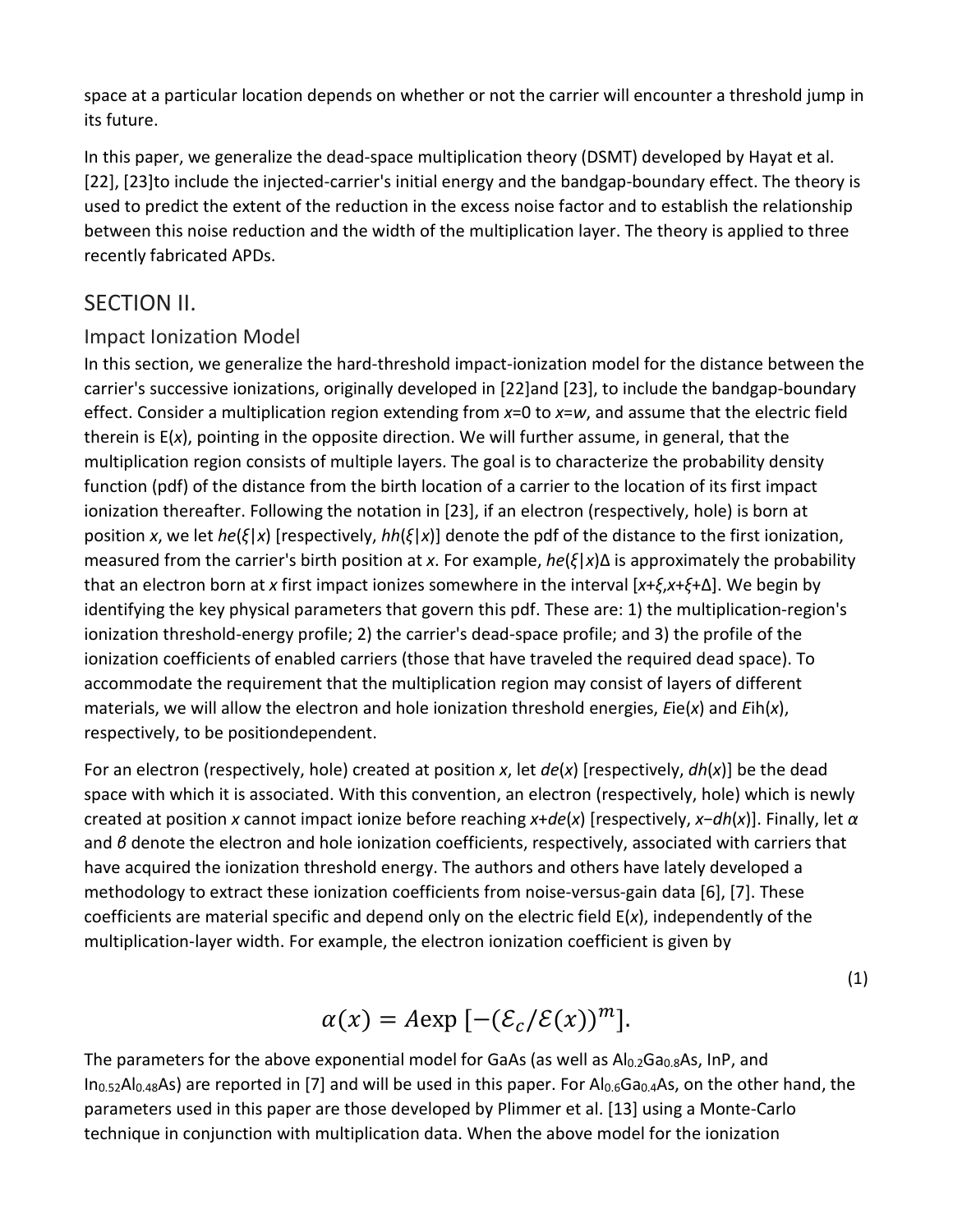space at a particular location depends on whether or not the carrier will encounter a threshold jump in its future.

In this paper, we generalize the dead-space multiplication theory (DSMT) developed by Hayat et al. [22], [23]to include the injected-carrier's initial energy and the bandgap-boundary effect. The theory is used to predict the extent of the reduction in the excess noise factor and to establish the relationship between this noise reduction and the width of the multiplication layer. The theory is applied to three recently fabricated APDs.

## SECTION II.

### Impact Ionization Model

In this section, we generalize the hard-threshold impact-ionization model for the distance between the carrier's successive ionizations, originally developed in [22]and [23], to include the bandgap-boundary effect. Consider a multiplication region extending from $x=0$ to $x=w$, and assume that the electric field therein is $E(x)$, pointing in the opposite direction. We will further assume, in general, that the multiplication region consists of multiple layers. The goal is to characterize the probability density function (pdf) of the distance from the birth location of a carrier to the location of its first impact ionization thereafter. Following the notation in [23], if an electron (respectively, hole) is born at position $x$, we let $he(\xi|x)$ [respectively, $hh(\xi|x)$] denote the pdf of the distance to the first ionization, measured from the carrier's birth position at $x$. For example, $he(\xi|x)\Delta$ is approximately the probability that an electron born at $x$ first impact ionizes somewhere in the interval $[x+\xi,x+\xi+\Delta]$. We begin by identifying the key physical parameters that govern this pdf. These are: 1) the multiplication-region's ionization threshold-energy profile; 2) the carrier's dead-space profile; and 3) the profile of the ionization coefficients of enabled carriers (those that have traveled the required dead space). To accommodate the requirement that the multiplication region may consist of layers of different materials, we will allow the electron and hole ionization threshold energies, $E_{ie}(x)$ and $E_{ih}(x)$, respectively, to be positiondependent.

For an electron (respectively, hole) created at position $x$, let $de(x)$ [respectively, $dh(x)$] be the dead space with which it is associated. With this convention, an electron (respectively, hole) which is newly created at position $x$ cannot impact ionize before reaching $x+de(x)$ [respectively, $x-dh(x)$]. Finally, let $\alpha$ and $\beta$ denote the electron and hole ionization coefficients, respectively, associated with carriers that have acquired the ionization threshold energy. The authors and others have lately developed a methodology to extract these ionization coefficients from noise-versus-gain data [6], [7]. These coefficients are material specific and depend only on the electric field $E(x)$, independently of the multiplication-layer width. For example, the electron ionization coefficient is given by

$$\alpha(x) = A\exp\left[-(\mathcal{E}_c/\mathcal{E}(x))^m\right]. \tag{1}$$

The parameters for the above exponential model for GaAs (as well as $Al_{0.2}Ga_{0.8}As$, InP, and $In_{0.52}Al_{0.48}As$) are reported in [7] and will be used in this paper. For $Al_{0.6}Ga_{0.4}As$, on the other hand, the parameters used in this paper are those developed by Plimmer et al. [13] using a Monte-Carlo technique in conjunction with multiplication data. When the above model for the ionization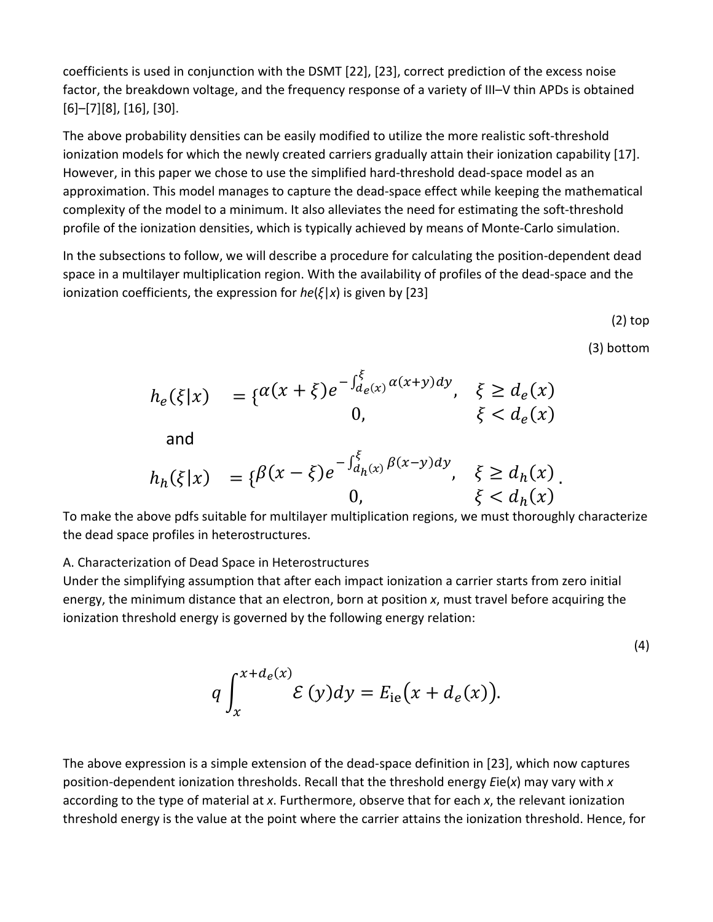coefficients is used in conjunction with the DSMT [22], [23], correct prediction of the excess noise factor, the breakdown voltage, and the frequency response of a variety of III–V thin APDs is obtained [6]–[7][8], [16], [30].

The above probability densities can be easily modified to utilize the more realistic soft-threshold ionization models for which the newly created carriers gradually attain their ionization capability [17]. However, in this paper we chose to use the simplified hard-threshold dead-space model as an approximation. This model manages to capture the dead-space effect while keeping the mathematical complexity of the model to a minimum. It also alleviates the need for estimating the soft-threshold profile of the ionization densities, which is typically achieved by means of Monte-Carlo simulation.

In the subsections to follow, we will describe a procedure for calculating the position-dependent dead space in a multilayer multiplication region. With the availability of profiles of the dead-space and the ionization coefficients, the expression for $h_e(\xi|x)$ is given by [23]

(2) top

(3) bottom

$$h_e(\xi|x) = \begin{cases} \alpha(x+\xi)e^{-\int_{d_e(x)}^{\xi}\alpha(x+y)dy}, & \xi \geq d_e(x) \\ 0, & \xi < d_e(x) \end{cases}$$

and

$$h_h(\xi|x) = \begin{cases} \beta(x-\xi)e^{-\int_{d_h(x)}^{\xi}\beta(x-y)dy}, & \xi \geq d_h(x) \\ 0, & \xi < d_h(x) \end{cases}.$$

To make the above pdfs suitable for multilayer multiplication regions, we must thoroughly characterize the dead space profiles in heterostructures.

A. Characterization of Dead Space in Heterostructures

Under the simplifying assumption that after each impact ionization a carrier starts from zero initial energy, the minimum distance that an electron, born at position $x$, must travel before acquiring the ionization threshold energy is governed by the following energy relation:

(4)

$$q\int_{x}^{x+d_e(x)} \mathcal{E}(y)dy = E_{\mathrm{ie}}\big(x+d_e(x)\big).$$

The above expression is a simple extension of the dead-space definition in [23], which now captures position-dependent ionization thresholds. Recall that the threshold energy $E_{\mathrm{ie}}(x)$ may vary with $x$ according to the type of material at $x$. Furthermore, observe that for each $x$, the relevant ionization threshold energy is the value at the point where the carrier attains the ionization threshold. Hence, for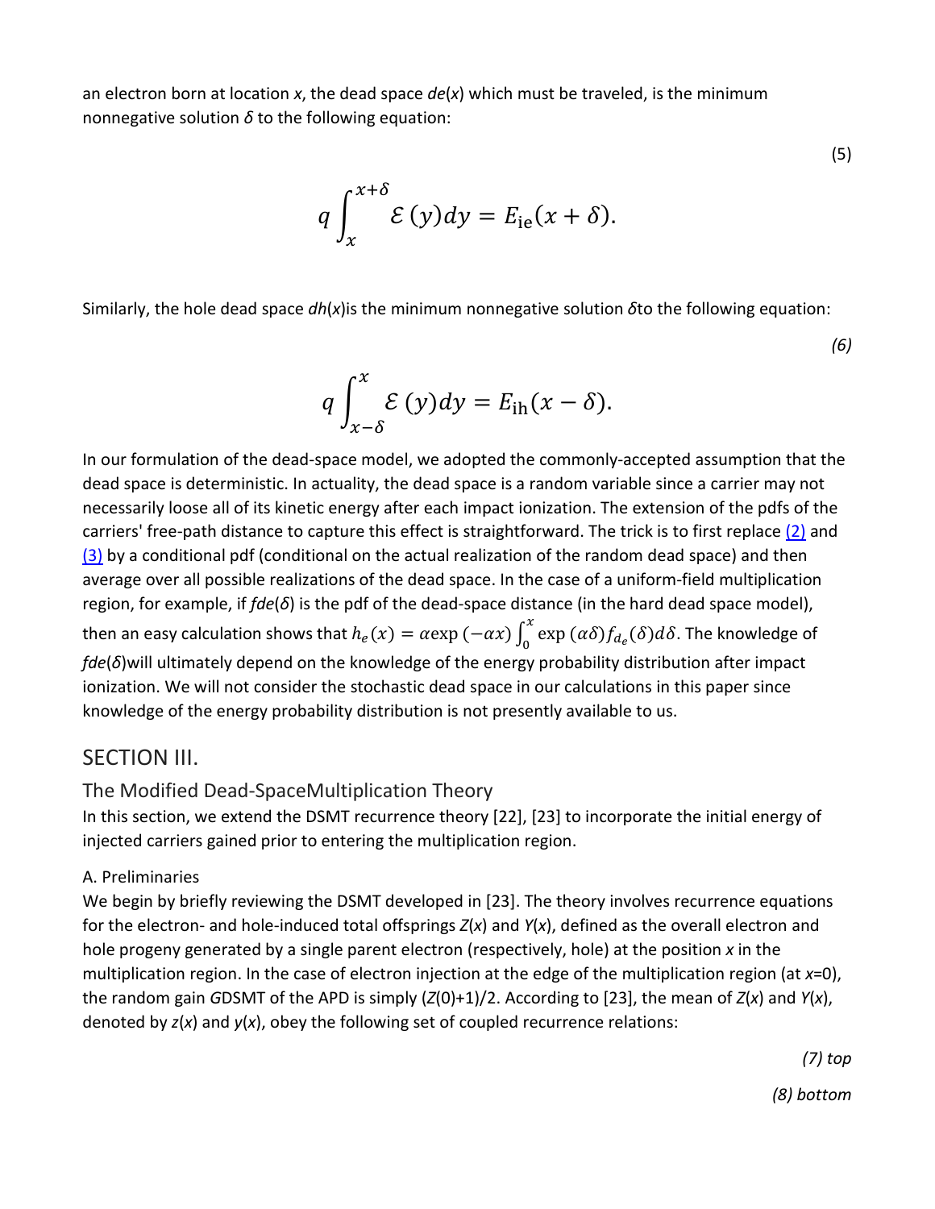an electron born at location $x$, the dead space $d_e(x)$ which must be traveled, is the minimum nonnegative solution $\delta$ to the following equation:

$$q\int_{x}^{x+\delta}\mathcal{E}(y)dy = E_{\rm ie}(x+\delta). \tag{5}$$

Similarly, the hole dead space $d_h(x)$ is the minimum nonnegative solution $\delta$ to the following equation:

$$q\int_{x-\delta}^{x}\mathcal{E}(y)dy = E_{\rm ih}(x-\delta). \tag{6}$$

In our formulation of the dead-space model, we adopted the commonly-accepted assumption that the dead space is deterministic. In actuality, the dead space is a random variable since a carrier may not necessarily loose all of its kinetic energy after each impact ionization. The extension of the pdfs of the carriers' free-path distance to capture this effect is straightforward. The trick is to first replace (2) and (3) by a conditional pdf (conditional on the actual realization of the random dead space) and then average over all possible realizations of the dead space. In the case of a uniform-field multiplication region, for example, if $f_{d_e}(\delta)$ is the pdf of the dead-space distance (in the hard dead space model), then an easy calculation shows that $h_e(x) = \alpha\exp(-\alpha x)\int_0^x \exp(\alpha\delta) f_{d_e}(\delta)d\delta$. The knowledge of $f_{d_e}(\delta)$ will ultimately depend on the knowledge of the energy probability distribution after impact ionization. We will not consider the stochastic dead space in our calculations in this paper since knowledge of the energy probability distribution is not presently available to us.

## SECTION III.

### The Modified Dead-Space Multiplication Theory

In this section, we extend the DSMT recurrence theory [22], [23] to incorporate the initial energy of injected carriers gained prior to entering the multiplication region.

#### A. Preliminaries

We begin by briefly reviewing the DSMT developed in [23]. The theory involves recurrence equations for the electron- and hole-induced total offsprings $Z(x)$ and $Y(x)$, defined as the overall electron and hole progeny generated by a single parent electron (respectively, hole) at the position $x$ in the multiplication region. In the case of electron injection at the edge of the multiplication region (at $x$=0), the random gain $G_{\rm DSMT}$ of the APD is simply $(Z(0)+1)/2$. According to [23], the mean of $Z(x)$ and $Y(x)$, denoted by $z(x)$ and $y(x)$, obey the following set of coupled recurrence relations:

(7) top

(8) bottom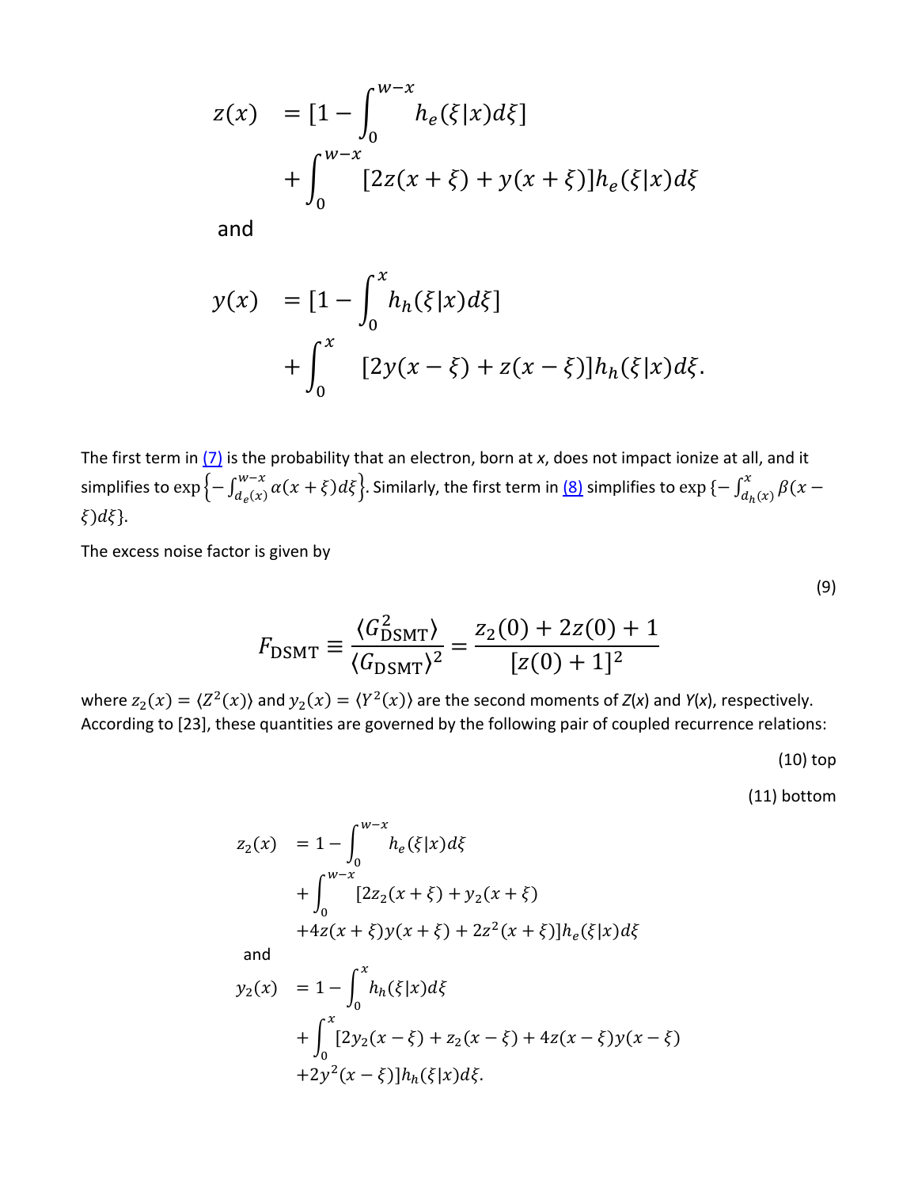$$
\begin{aligned}
z(x) \quad &= [1 - \int_0^{w-x} h_e(\xi|x)d\xi] \\
&+ \int_0^{w-x} [2z(x+\xi) + y(x+\xi)]h_e(\xi|x)d\xi
\end{aligned}
$$

and

$$
\begin{aligned}
y(x) \quad &= [1 - \int_0^{x} h_h(\xi|x)d\xi] \\
&+ \int_0^{x} \quad [2y(x-\xi) + z(x-\xi)]h_h(\xi|x)d\xi.
\end{aligned}
$$

The first term in (7) is the probability that an electron, born at $x$, does not impact ionize at all, and it simplifies to $\exp\left\{-\int_{d_e(x)}^{w-x} \alpha(x+\xi)d\xi\right\}$. Similarly, the first term in (8) simplifies to $\exp\{-\int_{d_h(x)}^{x} \beta(x-\xi)d\xi\}$.

The excess noise factor is given by

(9)

$$
F_{\text{DSMT}} \equiv \frac{\langle G_{\text{DSMT}}^2 \rangle}{\langle G_{\text{DSMT}} \rangle^2} = \frac{z_2(0) + 2z(0) + 1}{[z(0)+1]^2}
$$

where $z_2(x) = \langle Z^2(x) \rangle$ and $y_2(x) = \langle Y^2(x) \rangle$ are the second moments of $Z(x)$ and $Y(x)$, respectively. According to [23], these quantities are governed by the following pair of coupled recurrence relations:

(10) top

(11) bottom

$$
\begin{aligned}
z_2(x) \quad &= 1 - \int_0^{w-x} h_e(\xi|x)d\xi \\
&+ \int_0^{w-x} [2z_2(x+\xi) + y_2(x+\xi) \\
&+4z(x+\xi)y(x+\xi) + 2z^2(x+\xi)]h_e(\xi|x)d\xi
\end{aligned}
$$

and

$$
\begin{aligned}
y_2(x) \quad &= 1 - \int_0^{x} h_h(\xi|x)d\xi \\
&+ \int_0^{x} [2y_2(x-\xi) + z_2(x-\xi) + 4z(x-\xi)y(x-\xi) \\
&+2y^2(x-\xi)]h_h(\xi|x)d\xi.
\end{aligned}
$$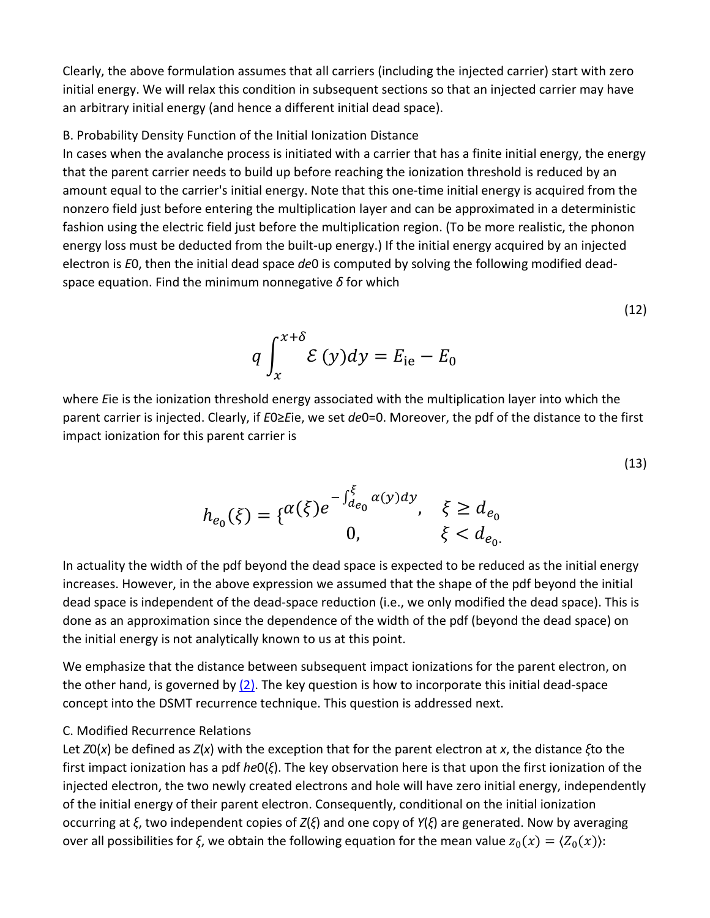Clearly, the above formulation assumes that all carriers (including the injected carrier) start with zero initial energy. We will relax this condition in subsequent sections so that an injected carrier may have an arbitrary initial energy (and hence a different initial dead space).

### B. Probability Density Function of the Initial Ionization Distance

In cases when the avalanche process is initiated with a carrier that has a finite initial energy, the energy that the parent carrier needs to build up before reaching the ionization threshold is reduced by an amount equal to the carrier's initial energy. Note that this one-time initial energy is acquired from the nonzero field just before entering the multiplication layer and can be approximated in a deterministic fashion using the electric field just before the multiplication region. (To be more realistic, the phonon energy loss must be deducted from the built-up energy.) If the initial energy acquired by an injected electron is $E_0$, then the initial dead space $d_{e0}$ is computed by solving the following modified dead-space equation. Find the minimum nonnegative $\delta$ for which

$$q\int_{x}^{x+\delta}\mathcal{E}(y)dy = E_{\rm ie} - E_0 \tag{12}$$

where $E_{\rm ie}$ is the ionization threshold energy associated with the multiplication layer into which the parent carrier is injected. Clearly, if $E_0 \geq E_{\rm ie}$, we set $d_{e0}=0$. Moreover, the pdf of the distance to the first impact ionization for this parent carrier is

$$h_{e_0}(\xi) = \begin{cases} \alpha(\xi)e^{-\int_{d_{e_0}}^{\xi}\alpha(y)dy}, & \xi \geq d_{e_0} \\ 0, & \xi < d_{e_0}. \end{cases} \tag{13}$$

In actuality the width of the pdf beyond the dead space is expected to be reduced as the initial energy increases. However, in the above expression we assumed that the shape of the pdf beyond the initial dead space is independent of the dead-space reduction (i.e., we only modified the dead space). This is done as an approximation since the dependence of the width of the pdf (beyond the dead space) on the initial energy is not analytically known to us at this point.

We emphasize that the distance between subsequent impact ionizations for the parent electron, on the other hand, is governed by (2). The key question is how to incorporate this initial dead-space concept into the DSMT recurrence technique. This question is addressed next.

### C. Modified Recurrence Relations

Let $Z_0(x)$ be defined as $Z(x)$ with the exception that for the parent electron at $x$, the distance $\xi$ to the first impact ionization has a pdf $h_{e0}(\xi)$. The key observation here is that upon the first ionization of the injected electron, the two newly created electrons and hole will have zero initial energy, independently of the initial energy of their parent electron. Consequently, conditional on the initial ionization occurring at $\xi$, two independent copies of $Z(\xi)$ and one copy of $Y(\xi)$ are generated. Now by averaging over all possibilities for $\xi$, we obtain the following equation for the mean value $z_0(x) = \langle Z_0(x)\rangle$: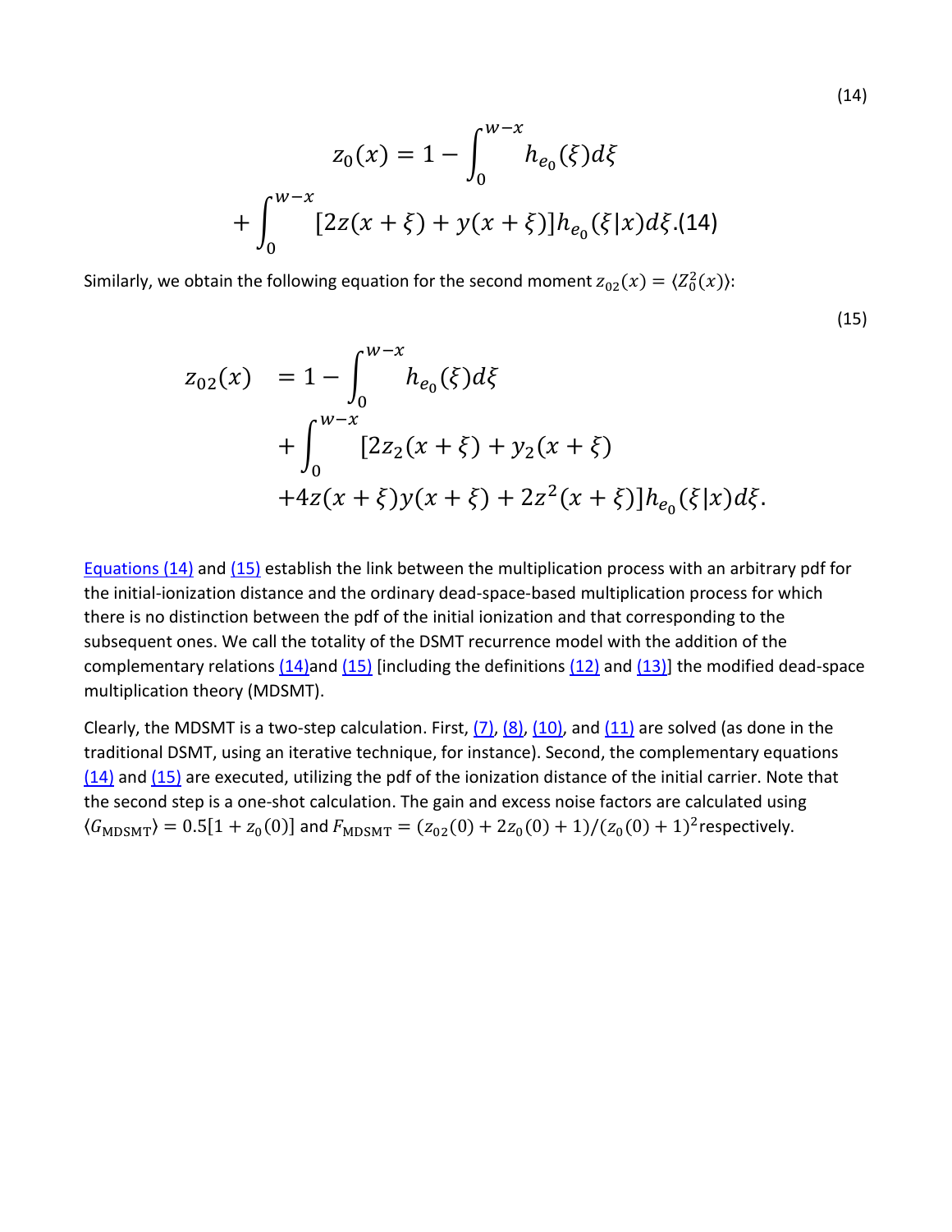$$z_0(x) = 1 - \int_0^{w-x} h_{e_0}(\xi) d\xi + \int_0^{w-x} [2z(x+\xi) + y(x+\xi)] h_{e_0}(\xi|x) d\xi. \tag{14}$$

Similarly, we obtain the following equation for the second moment $z_{02}(x) = \langle Z_0^2(x) \rangle$:

$$\begin{aligned} z_{02}(x) &= 1 - \int_0^{w-x} h_{e_0}(\xi) d\xi \\ &+ \int_0^{w-x} [2z_2(x+\xi) + y_2(x+\xi) \\ &+ 4z(x+\xi)y(x+\xi) + 2z^2(x+\xi)] h_{e_0}(\xi|x) d\xi. \end{aligned} \tag{15}$$

Equations (14) and (15) establish the link between the multiplication process with an arbitrary pdf for the initial-ionization distance and the ordinary dead-space-based multiplication process for which there is no distinction between the pdf of the initial ionization and that corresponding to the subsequent ones. We call the totality of the DSMT recurrence model with the addition of the complementary relations (14) and (15) [including the definitions (12) and (13)] the modified dead-space multiplication theory (MDSMT).

Clearly, the MDSMT is a two-step calculation. First, (7), (8), (10), and (11) are solved (as done in the traditional DSMT, using an iterative technique, for instance). Second, the complementary equations (14) and (15) are executed, utilizing the pdf of the ionization distance of the initial carrier. Note that the second step is a one-shot calculation. The gain and excess noise factors are calculated using $\langle G_{\mathrm{MDSMT}} \rangle = 0.5[1 + z_0(0)]$ and $F_{\mathrm{MDSMT}} = (z_{02}(0) + 2z_0(0) + 1)/(z_0(0) + 1)^2$ respectively.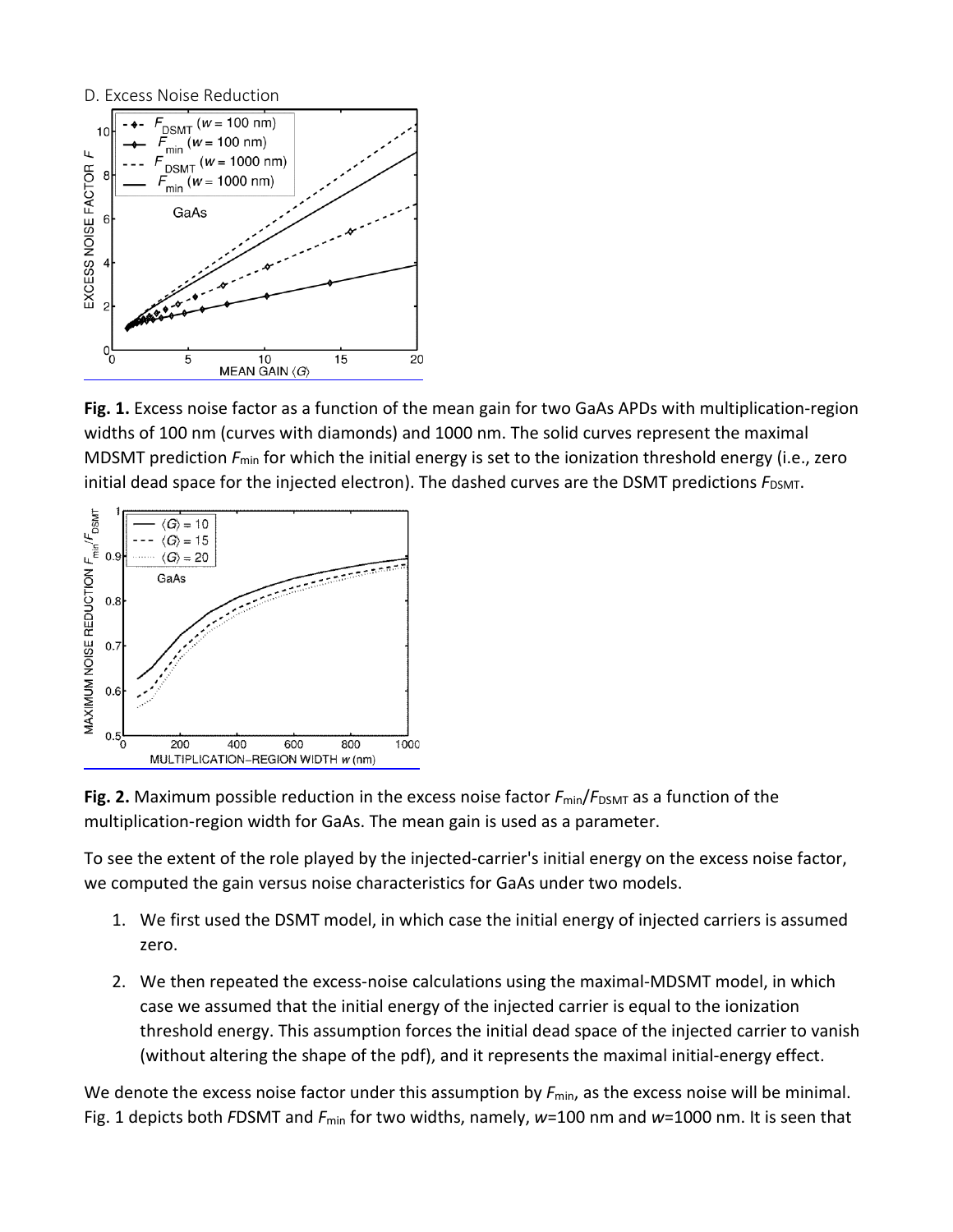### D. Excess Noise Reduction

**Fig. 1.** Excess noise factor as a function of the mean gain for two GaAs APDs with multiplication-region widths of 100 nm (curves with diamonds) and 1000 nm. The solid curves represent the maximal MDSMT prediction $F_{\min}$ for which the initial energy is set to the ionization threshold energy (i.e., zero initial dead space for the injected electron). The dashed curves are the DSMT predictions $F_{\mathrm{DSMT}}$.

**Fig. 2.** Maximum possible reduction in the excess noise factor $F_{\min}/F_{\mathrm{DSMT}}$ as a function of the multiplication-region width for GaAs. The mean gain is used as a parameter.

To see the extent of the role played by the injected-carrier's initial energy on the excess noise factor, we computed the gain versus noise characteristics for GaAs under two models.

1. We first used the DSMT model, in which case the initial energy of injected carriers is assumed zero.
2. We then repeated the excess-noise calculations using the maximal-MDSMT model, in which case we assumed that the initial energy of the injected carrier is equal to the ionization threshold energy. This assumption forces the initial dead space of the injected carrier to vanish (without altering the shape of the pdf), and it represents the maximal initial-energy effect.

We denote the excess noise factor under this assumption by $F_{\min}$, as the excess noise will be minimal. Fig. 1 depicts both $F_{\mathrm{DSMT}}$ and $F_{\min}$ for two widths, namely, $w$=100 nm and $w$=1000 nm. It is seen that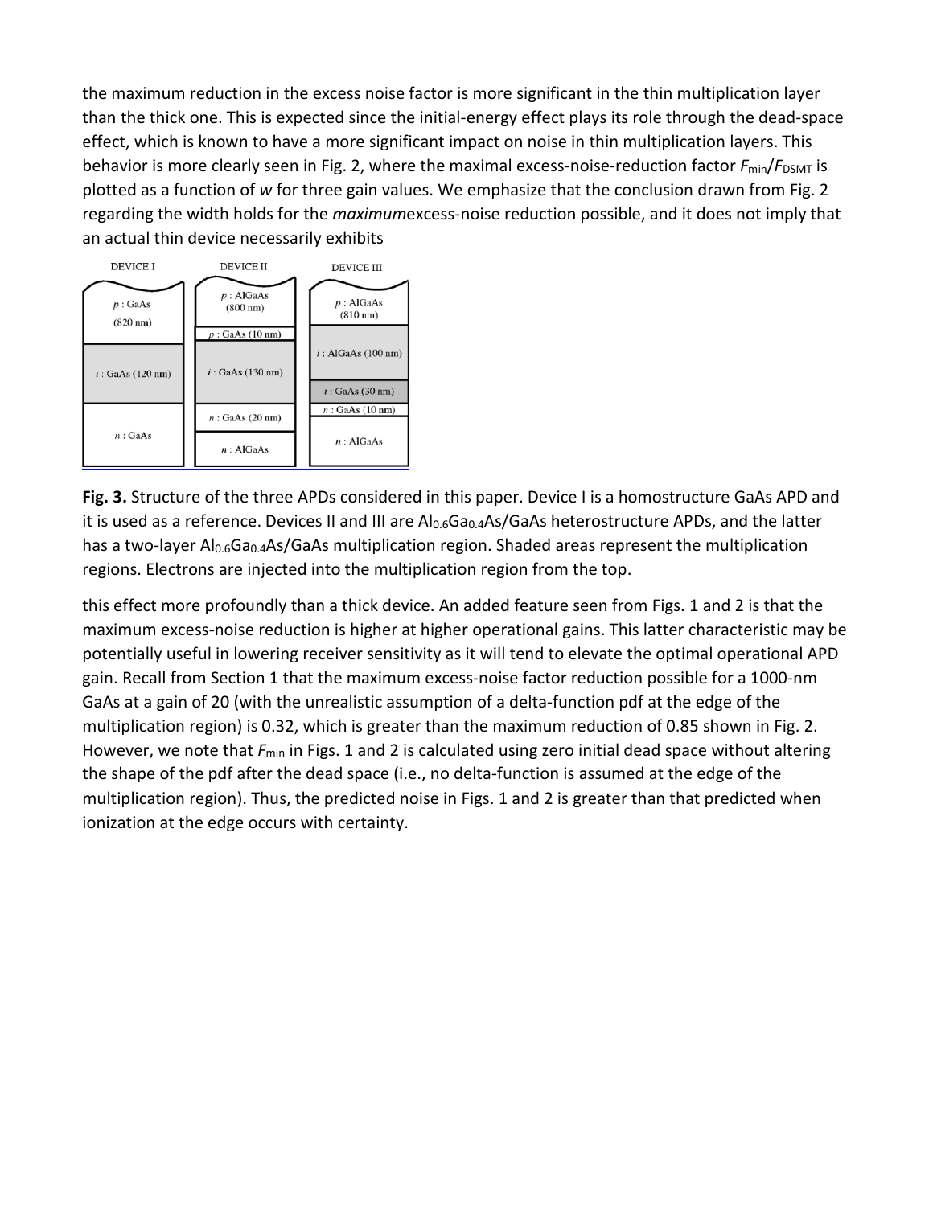the maximum reduction in the excess noise factor is more significant in the thin multiplication layer than the thick one. This is expected since the initial-energy effect plays its role through the dead-space effect, which is known to have a more significant impact on noise in thin multiplication layers. This behavior is more clearly seen in Fig. 2, where the maximal excess-noise-reduction factor $F_{\text{min}}/F_{\text{DSMT}}$ is plotted as a function of $w$ for three gain values. We emphasize that the conclusion drawn from Fig. 2 regarding the width holds for the *maximum* excess-noise reduction possible, and it does not imply that an actual thin device necessarily exhibits

**Fig. 3.** Structure of the three APDs considered in this paper. Device I is a homostructure GaAs APD and it is used as a reference. Devices II and III are $Al_{0.6}Ga_{0.4}As$/GaAs heterostructure APDs, and the latter has a two-layer $Al_{0.6}Ga_{0.4}As$/GaAs multiplication region. Shaded areas represent the multiplication regions. Electrons are injected into the multiplication region from the top.

this effect more profoundly than a thick device. An added feature seen from Figs. 1 and 2 is that the maximum excess-noise reduction is higher at higher operational gains. This latter characteristic may be potentially useful in lowering receiver sensitivity as it will tend to elevate the optimal operational APD gain. Recall from Section 1 that the maximum excess-noise factor reduction possible for a 1000-nm GaAs at a gain of 20 (with the unrealistic assumption of a delta-function pdf at the edge of the multiplication region) is 0.32, which is greater than the maximum reduction of 0.85 shown in Fig. 2. However, we note that $F_{\text{min}}$ in Figs. 1 and 2 is calculated using zero initial dead space without altering the shape of the pdf after the dead space (i.e., no delta-function is assumed at the edge of the multiplication region). Thus, the predicted noise in Figs. 1 and 2 is greater than that predicted when ionization at the edge occurs with certainty.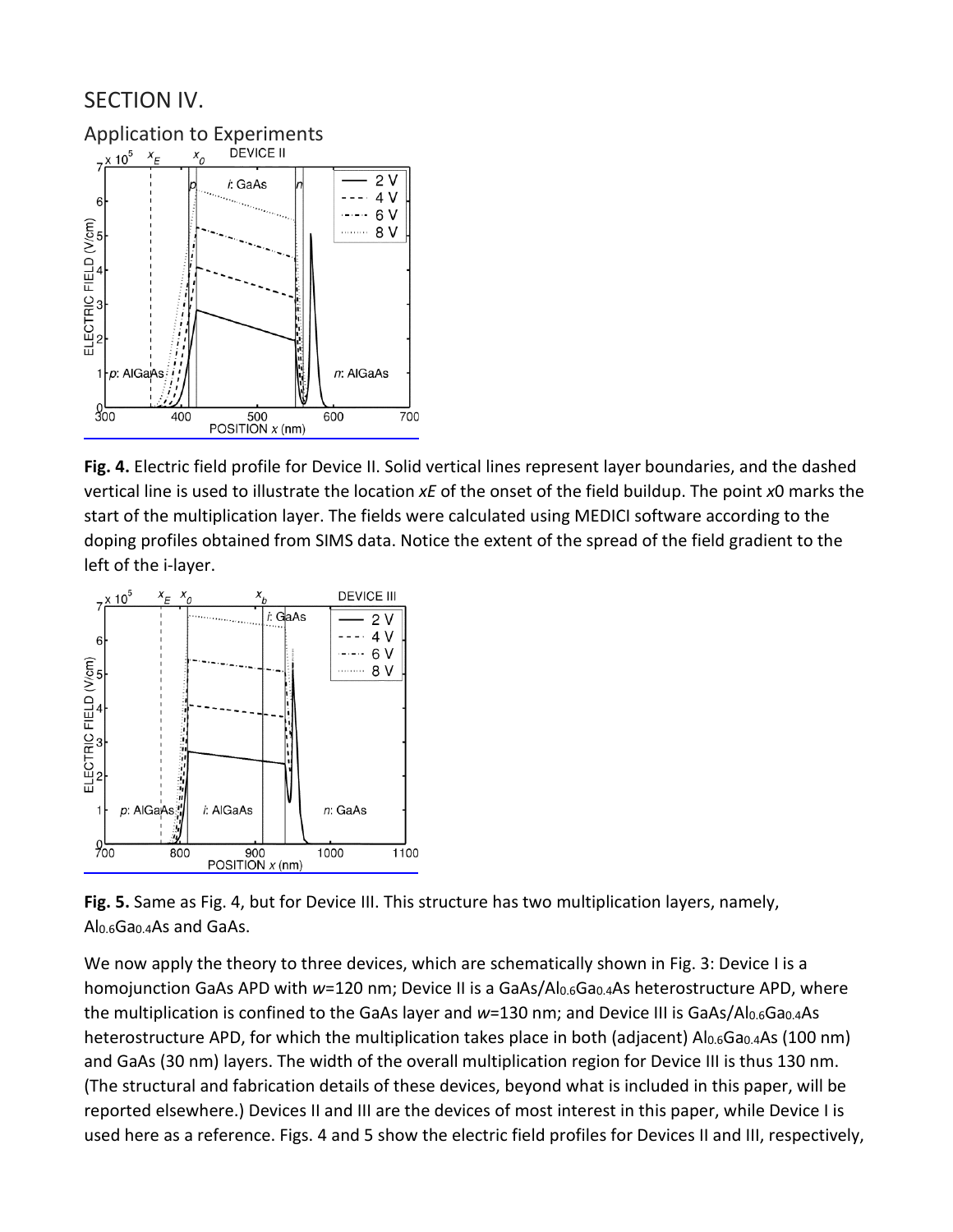## SECTION IV.

### Application to Experiments

**Fig. 4.** Electric field profile for Device II. Solid vertical lines represent layer boundaries, and the dashed vertical line is used to illustrate the location $x_E$ of the onset of the field buildup. The point $x_0$ marks the start of the multiplication layer. The fields were calculated using MEDICI software according to the doping profiles obtained from SIMS data. Notice the extent of the spread of the field gradient to the left of the i-layer.

**Fig. 5.** Same as Fig. 4, but for Device III. This structure has two multiplication layers, namely, $Al_{0.6}Ga_{0.4}As$ and GaAs.

We now apply the theory to three devices, which are schematically shown in Fig. 3: Device I is a homojunction GaAs APD with $w$=120 nm; Device II is a GaAs/$Al_{0.6}Ga_{0.4}As$ heterostructure APD, where the multiplication is confined to the GaAs layer and $w$=130 nm; and Device III is GaAs/$Al_{0.6}Ga_{0.4}As$ heterostructure APD, for which the multiplication takes place in both (adjacent) $Al_{0.6}Ga_{0.4}As$ (100 nm) and GaAs (30 nm) layers. The width of the overall multiplication region for Device III is thus 130 nm. (The structural and fabrication details of these devices, beyond what is included in this paper, will be reported elsewhere.) Devices II and III are the devices of most interest in this paper, while Device I is used here as a reference. Figs. 4 and 5 show the electric field profiles for Devices II and III, respectively,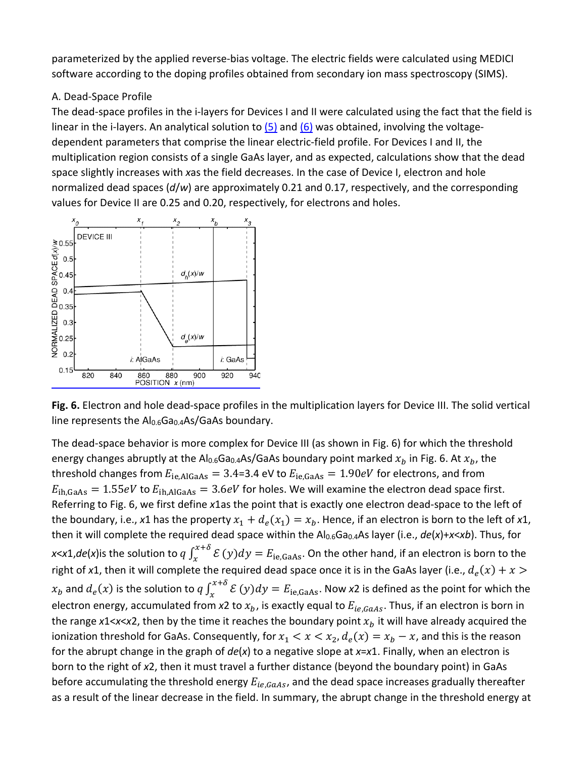parameterized by the applied reverse-bias voltage. The electric fields were calculated using MEDICI software according to the doping profiles obtained from secondary ion mass spectroscopy (SIMS).

A. Dead-Space Profile

The dead-space profiles in the i-layers for Devices I and II were calculated using the fact that the field is linear in the i-layers. An analytical solution to (5) and (6) was obtained, involving the voltage-dependent parameters that comprise the linear electric-field profile. For Devices I and II, the multiplication region consists of a single GaAs layer, and as expected, calculations show that the dead space slightly increases with *x*as the field decreases. In the case of Device I, electron and hole normalized dead spaces ($d/w$) are approximately 0.21 and 0.17, respectively, and the corresponding values for Device II are 0.25 and 0.20, respectively, for electrons and holes.

**Fig. 6.** Electron and hole dead-space profiles in the multiplication layers for Device III. The solid vertical line represents the $Al_{0.6}Ga_{0.4}As$/GaAs boundary.

The dead-space behavior is more complex for Device III (as shown in Fig. 6) for which the threshold energy changes abruptly at the $Al_{0.6}Ga_{0.4}As$/GaAs boundary point marked $x_b$ in Fig. 6. At $x_b$, the threshold changes from $E_{\mathrm{ie,AlGaAs}} = 3.4$=3.4 eV to $E_{\mathrm{ie,GaAs}} = 1.90eV$ for electrons, and from $E_{\mathrm{ih,GaAs}} = 1.55eV$ to $E_{\mathrm{ih,AlGaAs}} = 3.6eV$ for holes. We will examine the electron dead space first. Referring to Fig. 6, we first define *x*1as the point that is exactly one electron dead-space to the left of the boundary, i.e., *x*1 has the property $x_1 + d_e(x_1) = x_b$. Hence, if an electron is born to the left of *x*1, then it will complete the required dead space within the $Al_{0.6}Ga_{0.4}As$ layer (i.e., $d_e(x)+x<x_b$). Thus, for $x<x_1$,$d_e(x)$is the solution to $q\int_x^{x+\delta} \mathcal{E}(y)dy = E_{\mathrm{ie,GaAs}}$. On the other hand, if an electron is born to the right of *x*1, then it will complete the required dead space once it is in the GaAs layer (i.e., $d_e(x) + x > x_b$ and $d_e(x)$ is the solution to $q\int_x^{x+\delta} \mathcal{E}(y)dy = E_{\mathrm{ie,GaAs}}$. Now *x*2 is defined as the point for which the electron energy, accumulated from *x*2 to $x_b$, is exactly equal to $E_{ie,GaAs}$. Thus, if an electron is born in the range $x_1<x<x_2$, then by the time it reaches the boundary point $x_b$ it will have already acquired the ionization threshold for GaAs. Consequently, for $x_1 < x < x_2$, $d_e(x) = x_b - x$, and this is the reason for the abrupt change in the graph of $d_e(x)$ to a negative slope at $x=x_1$. Finally, when an electron is born to the right of *x*2, then it must travel a further distance (beyond the boundary point) in GaAs before accumulating the threshold energy $E_{ie,GaAs}$, and the dead space increases gradually thereafter as a result of the linear decrease in the field. In summary, the abrupt change in the threshold energy at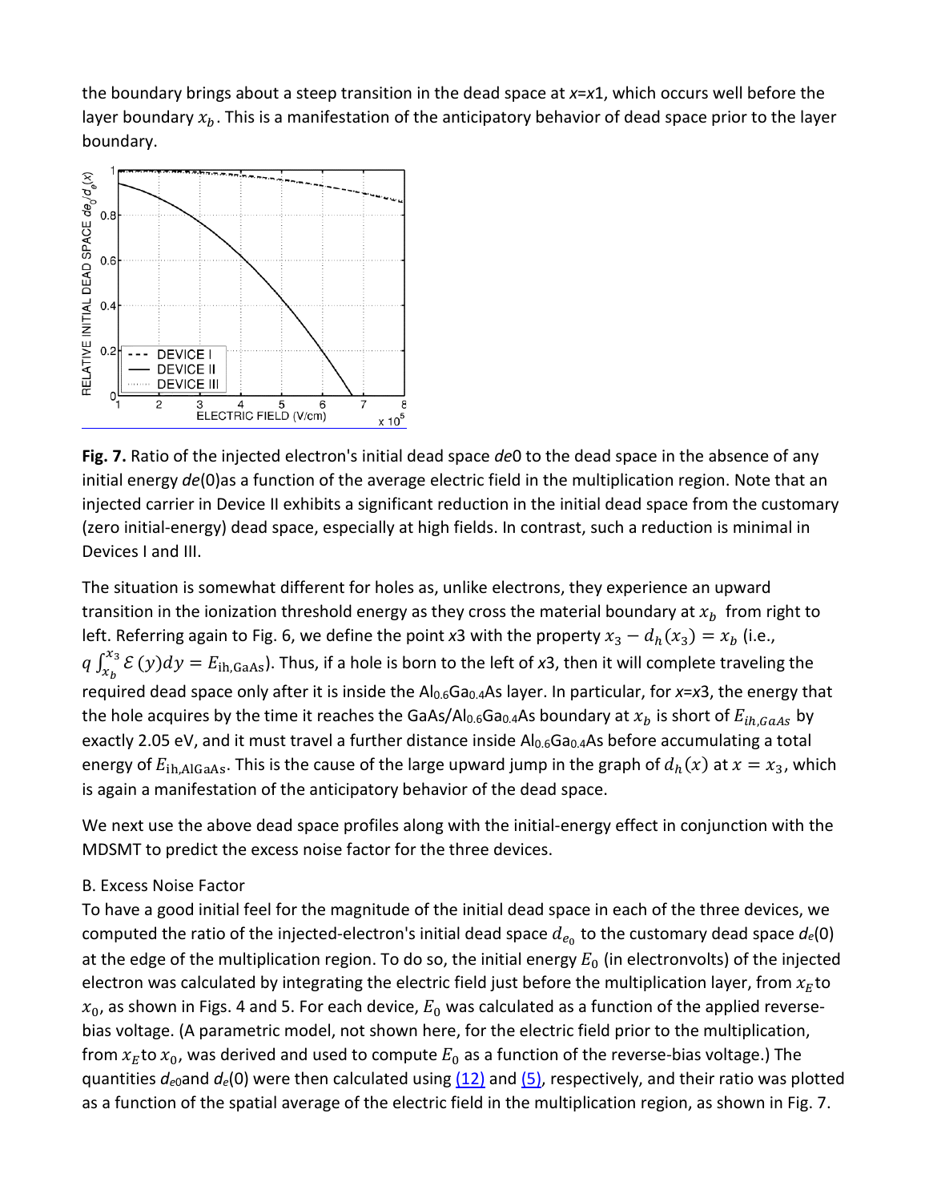the boundary brings about a steep transition in the dead space at $x$=$x$1, which occurs well before the layer boundary $x_b$. This is a manifestation of the anticipatory behavior of dead space prior to the layer boundary.

**Fig. 7.** Ratio of the injected electron's initial dead space $de$0 to the dead space in the absence of any initial energy $de$(0)as a function of the average electric field in the multiplication region. Note that an injected carrier in Device II exhibits a significant reduction in the initial dead space from the customary (zero initial-energy) dead space, especially at high fields. In contrast, such a reduction is minimal in Devices I and III.

The situation is somewhat different for holes as, unlike electrons, they experience an upward transition in the ionization threshold energy as they cross the material boundary at $x_b$ from right to left. Referring again to Fig. 6, we define the point $x$3 with the property $x_3 - d_h(x_3) = x_b$ (i.e., $q\int_{x_b}^{x_3} \mathcal{E}(y)dy = E_{\rm ih,GaAs}$). Thus, if a hole is born to the left of $x$3, then it will complete traveling the required dead space only after it is inside the $Al_{0.6}Ga_{0.4}As$ layer. In particular, for $x$=$x$3, the energy that the hole acquires by the time it reaches the GaAs/$Al_{0.6}Ga_{0.4}As$ boundary at $x_b$ is short of $E_{ih,GaAs}$ by exactly 2.05 eV, and it must travel a further distance inside $Al_{0.6}Ga_{0.4}As$ before accumulating a total energy of $E_{\rm ih,AlGaAs}$. This is the cause of the large upward jump in the graph of $d_h(x)$ at $x = x_3$, which is again a manifestation of the anticipatory behavior of the dead space.

We next use the above dead space profiles along with the initial-energy effect in conjunction with the MDSMT to predict the excess noise factor for the three devices.

B. Excess Noise Factor

To have a good initial feel for the magnitude of the initial dead space in each of the three devices, we computed the ratio of the injected-electron's initial dead space $d_{e_0}$ to the customary dead space $d_e$(0) at the edge of the multiplication region. To do so, the initial energy $E_0$ (in electronvolts) of the injected electron was calculated by integrating the electric field just before the multiplication layer, from $x_E$ to $x_0$, as shown in Figs. 4 and 5. For each device, $E_0$ was calculated as a function of the applied reverse-bias voltage. (A parametric model, not shown here, for the electric field prior to the multiplication, from $x_E$ to $x_0$, was derived and used to compute $E_0$ as a function of the reverse-bias voltage.) The quantities $d_{e0}$and $d_e$(0) were then calculated using (12) and (5), respectively, and their ratio was plotted as a function of the spatial average of the electric field in the multiplication region, as shown in Fig. 7.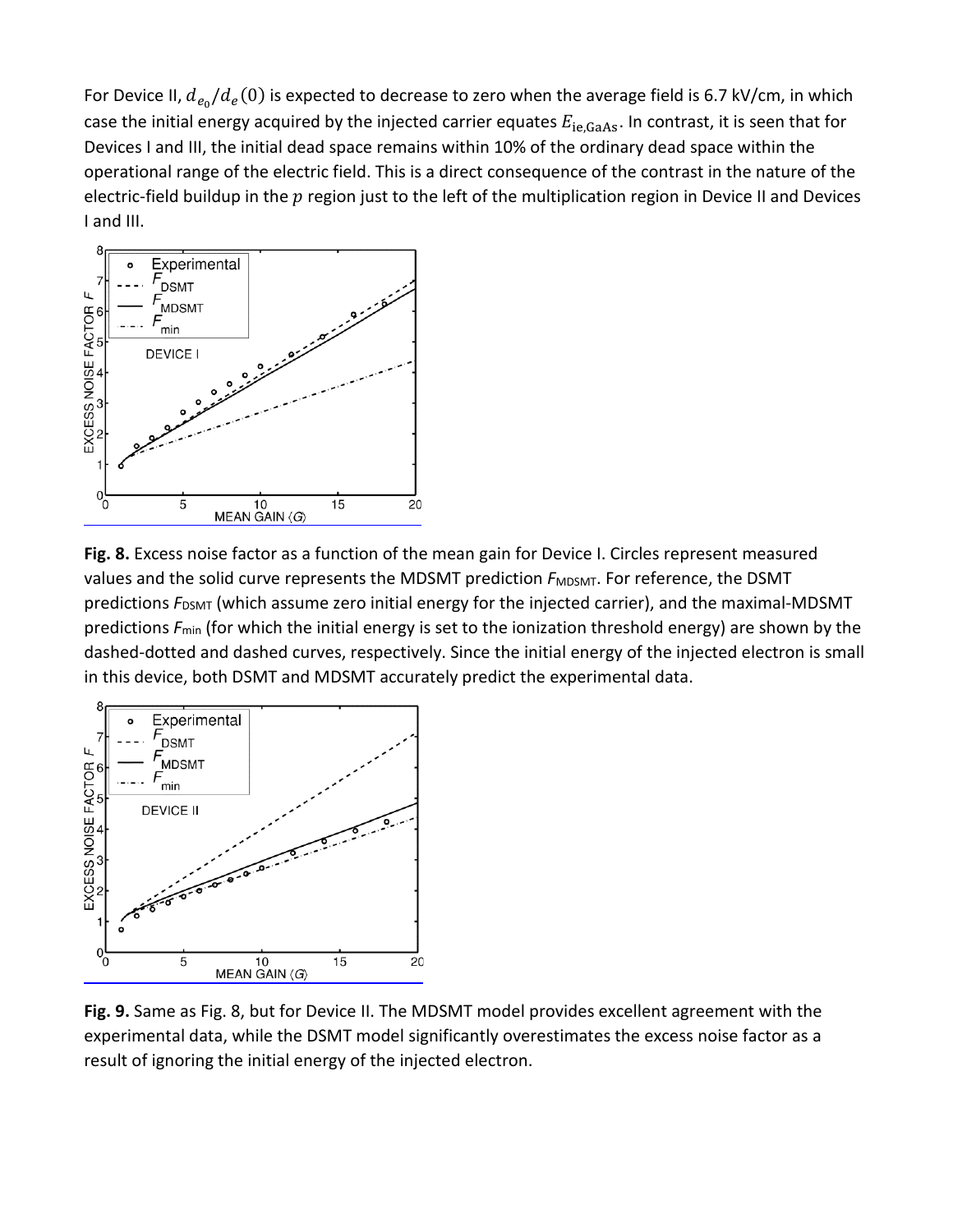For Device II, $d_{e_0}/d_e(0)$ is expected to decrease to zero when the average field is 6.7 kV/cm, in which case the initial energy acquired by the injected carrier equates $E_{\mathrm{ie,GaAs}}$. In contrast, it is seen that for Devices I and III, the initial dead space remains within 10% of the ordinary dead space within the operational range of the electric field. This is a direct consequence of the contrast in the nature of the electric-field buildup in the $p$ region just to the left of the multiplication region in Device II and Devices I and III.

**Fig. 8.** Excess noise factor as a function of the mean gain for Device I. Circles represent measured values and the solid curve represents the MDSMT prediction $F_{\mathrm{MDSMT}}$. For reference, the DSMT predictions $F_{\mathrm{DSMT}}$ (which assume zero initial energy for the injected carrier), and the maximal-MDSMT predictions $F_{\min}$ (for which the initial energy is set to the ionization threshold energy) are shown by the dashed-dotted and dashed curves, respectively. Since the initial energy of the injected electron is small in this device, both DSMT and MDSMT accurately predict the experimental data.

**Fig. 9.** Same as Fig. 8, but for Device II. The MDSMT model provides excellent agreement with the experimental data, while the DSMT model significantly overestimates the excess noise factor as a result of ignoring the initial energy of the injected electron.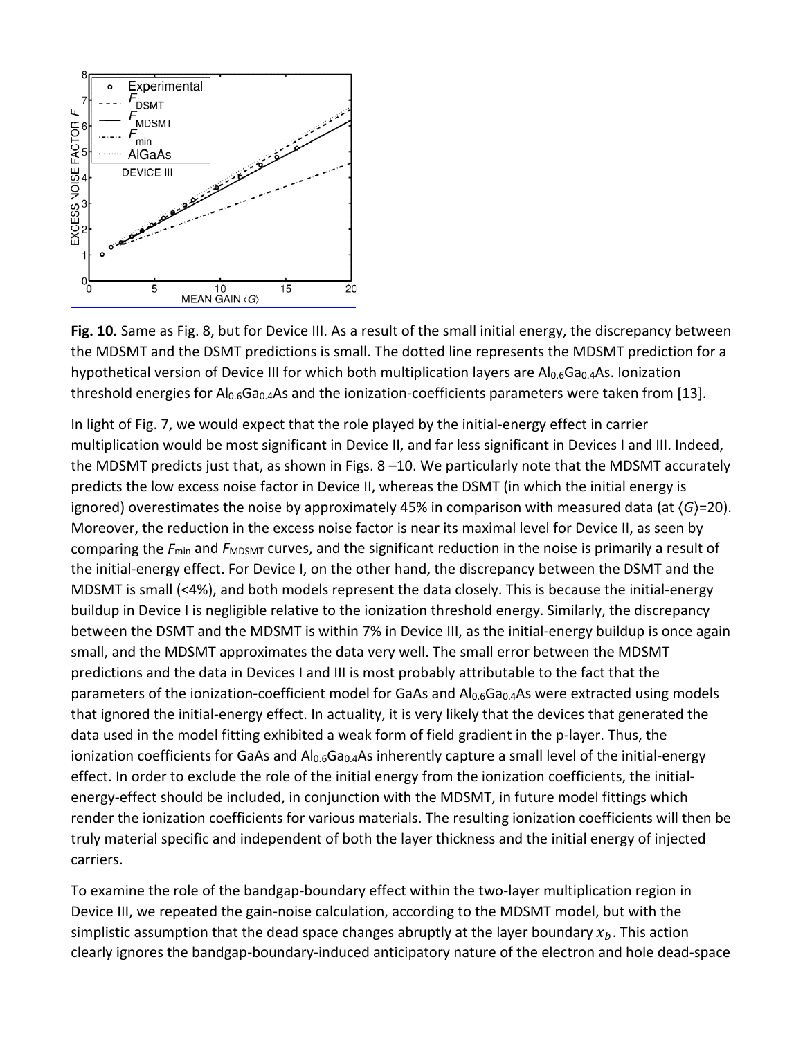**Fig. 10.** Same as Fig. 8, but for Device III. As a result of the small initial energy, the discrepancy between the MDSMT and the DSMT predictions is small. The dotted line represents the MDSMT prediction for a hypothetical version of Device III for which both multiplication layers are $Al_{0.6}Ga_{0.4}As$. Ionization threshold energies for $Al_{0.6}Ga_{0.4}As$ and the ionization-coefficients parameters were taken from [13].

In light of Fig. 7, we would expect that the role played by the initial-energy effect in carrier multiplication would be most significant in Device II, and far less significant in Devices I and III. Indeed, the MDSMT predicts just that, as shown in Figs. 8 –10. We particularly note that the MDSMT accurately predicts the low excess noise factor in Device II, whereas the DSMT (in which the initial energy is ignored) overestimates the noise by approximately 45% in comparison with measured data (at $\langle G \rangle$=20). Moreover, the reduction in the excess noise factor is near its maximal level for Device II, as seen by comparing the $F_{min}$ and $F_{MDSMT}$ curves, and the significant reduction in the noise is primarily a result of the initial-energy effect. For Device I, on the other hand, the discrepancy between the DSMT and the MDSMT is small (<4%), and both models represent the data closely. This is because the initial-energy buildup in Device I is negligible relative to the ionization threshold energy. Similarly, the discrepancy between the DSMT and the MDSMT is within 7% in Device III, as the initial-energy buildup is once again small, and the MDSMT approximates the data very well. The small error between the MDSMT predictions and the data in Devices I and III is most probably attributable to the fact that the parameters of the ionization-coefficient model for GaAs and $Al_{0.6}Ga_{0.4}As$ were extracted using models that ignored the initial-energy effect. In actuality, it is very likely that the devices that generated the data used in the model fitting exhibited a weak form of field gradient in the p-layer. Thus, the ionization coefficients for GaAs and $Al_{0.6}Ga_{0.4}As$ inherently capture a small level of the initial-energy effect. In order to exclude the role of the initial energy from the ionization coefficients, the initial-energy-effect should be included, in conjunction with the MDSMT, in future model fittings which render the ionization coefficients for various materials. The resulting ionization coefficients will then be truly material specific and independent of both the layer thickness and the initial energy of injected carriers.

To examine the role of the bandgap-boundary effect within the two-layer multiplication region in Device III, we repeated the gain-noise calculation, according to the MDSMT model, but with the simplistic assumption that the dead space changes abruptly at the layer boundary $x_b$. This action clearly ignores the bandgap-boundary-induced anticipatory nature of the electron and hole dead-space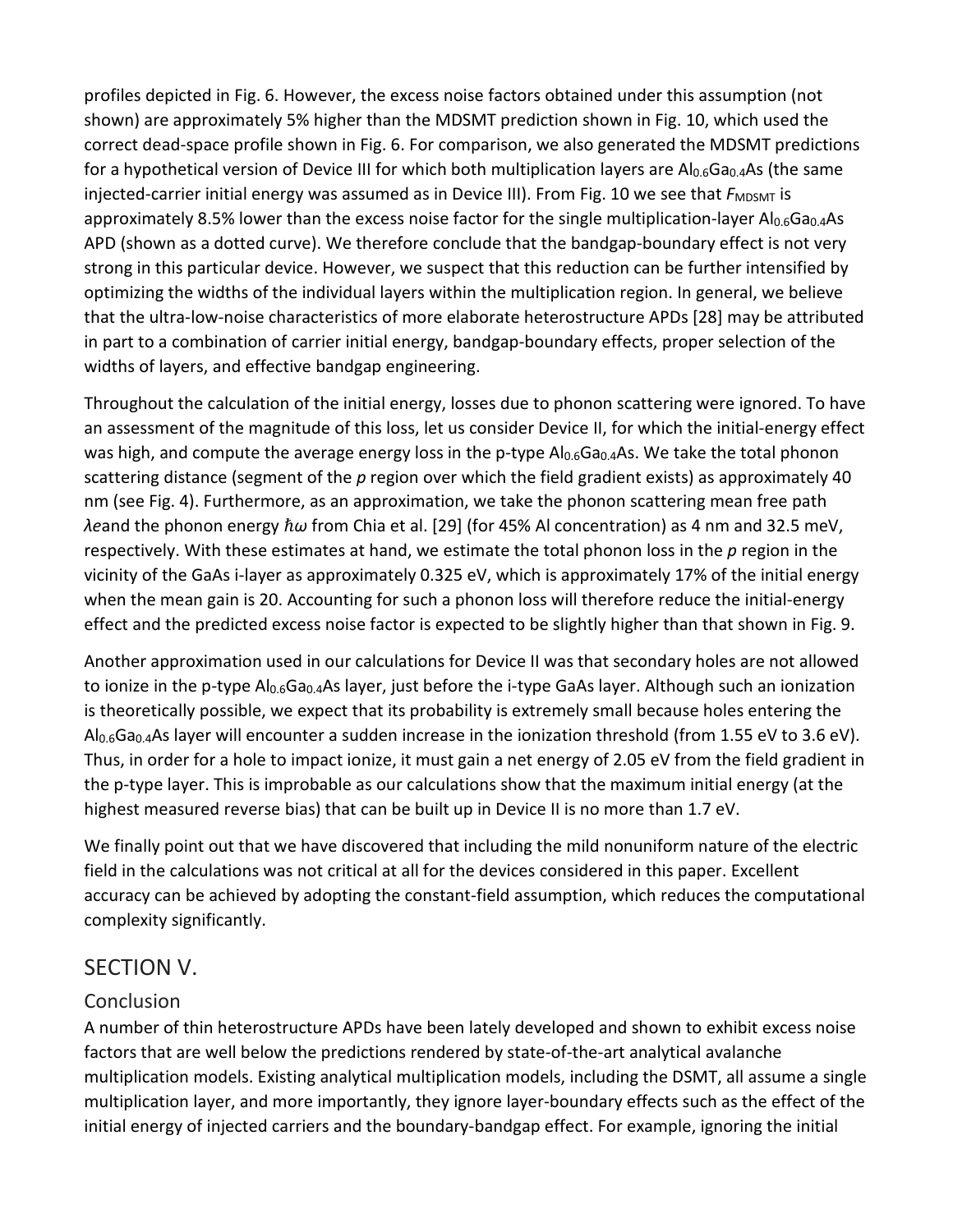profiles depicted in Fig. 6. However, the excess noise factors obtained under this assumption (not shown) are approximately 5% higher than the MDSMT prediction shown in Fig. 10, which used the correct dead-space profile shown in Fig. 6. For comparison, we also generated the MDSMT predictions for a hypothetical version of Device III for which both multiplication layers are $Al_{0.6}Ga_{0.4}As$ (the same injected-carrier initial energy was assumed as in Device III). From Fig. 10 we see that $F_{MDSMT}$ is approximately 8.5% lower than the excess noise factor for the single multiplication-layer $Al_{0.6}Ga_{0.4}As$ APD (shown as a dotted curve). We therefore conclude that the bandgap-boundary effect is not very strong in this particular device. However, we suspect that this reduction can be further intensified by optimizing the widths of the individual layers within the multiplication region. In general, we believe that the ultra-low-noise characteristics of more elaborate heterostructure APDs [28] may be attributed in part to a combination of carrier initial energy, bandgap-boundary effects, proper selection of the widths of layers, and effective bandgap engineering.

Throughout the calculation of the initial energy, losses due to phonon scattering were ignored. To have an assessment of the magnitude of this loss, let us consider Device II, for which the initial-energy effect was high, and compute the average energy loss in the p-type $Al_{0.6}Ga_{0.4}As$. We take the total phonon scattering distance (segment of the *p* region over which the field gradient exists) as approximately 40 nm (see Fig. 4). Furthermore, as an approximation, we take the phonon scattering mean free path $\lambda e$and the phonon energy $\hbar\omega$ from Chia et al. [29] (for 45% Al concentration) as 4 nm and 32.5 meV, respectively. With these estimates at hand, we estimate the total phonon loss in the *p* region in the vicinity of the GaAs i-layer as approximately 0.325 eV, which is approximately 17% of the initial energy when the mean gain is 20. Accounting for such a phonon loss will therefore reduce the initial-energy effect and the predicted excess noise factor is expected to be slightly higher than that shown in Fig. 9.

Another approximation used in our calculations for Device II was that secondary holes are not allowed to ionize in the p-type $Al_{0.6}Ga_{0.4}As$ layer, just before the i-type GaAs layer. Although such an ionization is theoretically possible, we expect that its probability is extremely small because holes entering the $Al_{0.6}Ga_{0.4}As$ layer will encounter a sudden increase in the ionization threshold (from 1.55 eV to 3.6 eV). Thus, in order for a hole to impact ionize, it must gain a net energy of 2.05 eV from the field gradient in the p-type layer. This is improbable as our calculations show that the maximum initial energy (at the highest measured reverse bias) that can be built up in Device II is no more than 1.7 eV.

We finally point out that we have discovered that including the mild nonuniform nature of the electric field in the calculations was not critical at all for the devices considered in this paper. Excellent accuracy can be achieved by adopting the constant-field assumption, which reduces the computational complexity significantly.

## SECTION V.

### Conclusion

A number of thin heterostructure APDs have been lately developed and shown to exhibit excess noise factors that are well below the predictions rendered by state-of-the-art analytical avalanche multiplication models. Existing analytical multiplication models, including the DSMT, all assume a single multiplication layer, and more importantly, they ignore layer-boundary effects such as the effect of the initial energy of injected carriers and the boundary-bandgap effect. For example, ignoring the initial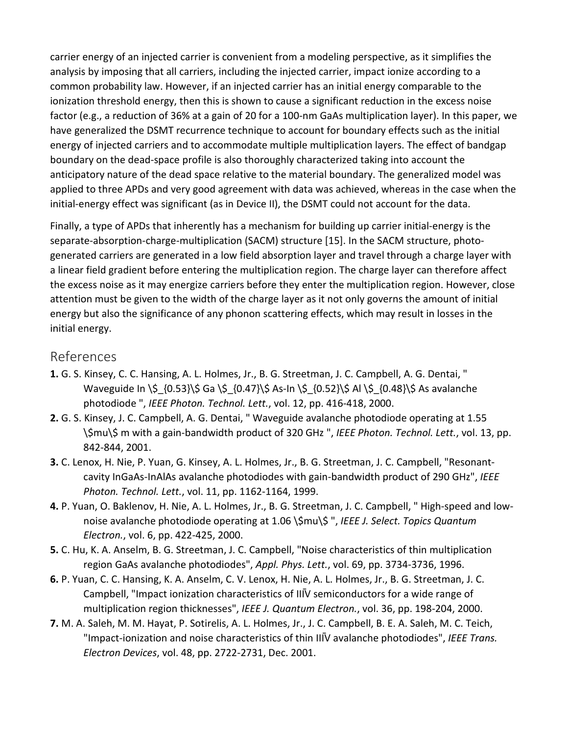carrier energy of an injected carrier is convenient from a modeling perspective, as it simplifies the analysis by imposing that all carriers, including the injected carrier, impact ionize according to a common probability law. However, if an injected carrier has an initial energy comparable to the ionization threshold energy, then this is shown to cause a significant reduction in the excess noise factor (e.g., a reduction of 36% at a gain of 20 for a 100-nm GaAs multiplication layer). In this paper, we have generalized the DSMT recurrence technique to account for boundary effects such as the initial energy of injected carriers and to accommodate multiple multiplication layers. The effect of bandgap boundary on the dead-space profile is also thoroughly characterized taking into account the anticipatory nature of the dead space relative to the material boundary. The generalized model was applied to three APDs and very good agreement with data was achieved, whereas in the case when the initial-energy effect was significant (as in Device II), the DSMT could not account for the data.

Finally, a type of APDs that inherently has a mechanism for building up carrier initial-energy is the separate-absorption-charge-multiplication (SACM) structure [15]. In the SACM structure, photo-generated carriers are generated in a low field absorption layer and travel through a charge layer with a linear field gradient before entering the multiplication region. The charge layer can therefore affect the excess noise as it may energize carriers before they enter the multiplication region. However, close attention must be given to the width of the charge layer as it not only governs the amount of initial energy but also the significance of any phonon scattering effects, which may result in losses in the initial energy.

## References

**1.** G. S. Kinsey, C. C. Hansing, A. L. Holmes, Jr., B. G. Streetman, J. C. Campbell, A. G. Dentai, " Waveguide In $_{0.53}$ Ga $_{0.47}$ As-In $_{0.52}$ Al $_{0.48}$ As avalanche photodiode ", *IEEE Photon. Technol. Lett.*, vol. 12, pp. 416-418, 2000.

**2.** G. S. Kinsey, J. C. Campbell, A. G. Dentai, " Waveguide avalanche photodiode operating at 1.55 $\mu$ m with a gain-bandwidth product of 320 GHz ", *IEEE Photon. Technol. Lett.*, vol. 13, pp. 842-844, 2001.

**3.** C. Lenox, H. Nie, P. Yuan, G. Kinsey, A. L. Holmes, Jr., B. G. Streetman, J. C. Campbell, "Resonant-cavity InGaAs-InAlAs avalanche photodiodes with gain-bandwidth product of 290 GHz", *IEEE Photon. Technol. Lett.*, vol. 11, pp. 1162-1164, 1999.

**4.** P. Yuan, O. Baklenov, H. Nie, A. L. Holmes, Jr., B. G. Streetman, J. C. Campbell, " High-speed and low-noise avalanche photodiode operating at 1.06 $\mu$ ", *IEEE J. Select. Topics Quantum Electron.*, vol. 6, pp. 422-425, 2000.

**5.** C. Hu, K. A. Anselm, B. G. Streetman, J. C. Campbell, "Noise characteristics of thin multiplication region GaAs avalanche photodiodes", *Appl. Phys. Lett.*, vol. 69, pp. 3734-3736, 1996.

**6.** P. Yuan, C. C. Hansing, K. A. Anselm, C. V. Lenox, H. Nie, A. L. Holmes, Jr., B. G. Streetman, J. C. Campbell, "Impact ionization characteristics of IIĪV semiconductors for a wide range of multiplication region thicknesses", *IEEE J. Quantum Electron.*, vol. 36, pp. 198-204, 2000.

**7.** M. A. Saleh, M. M. Hayat, P. Sotirelis, A. L. Holmes, Jr., J. C. Campbell, B. E. A. Saleh, M. C. Teich, "Impact-ionization and noise characteristics of thin IIĪV avalanche photodiodes", *IEEE Trans. Electron Devices*, vol. 48, pp. 2722-2731, Dec. 2001.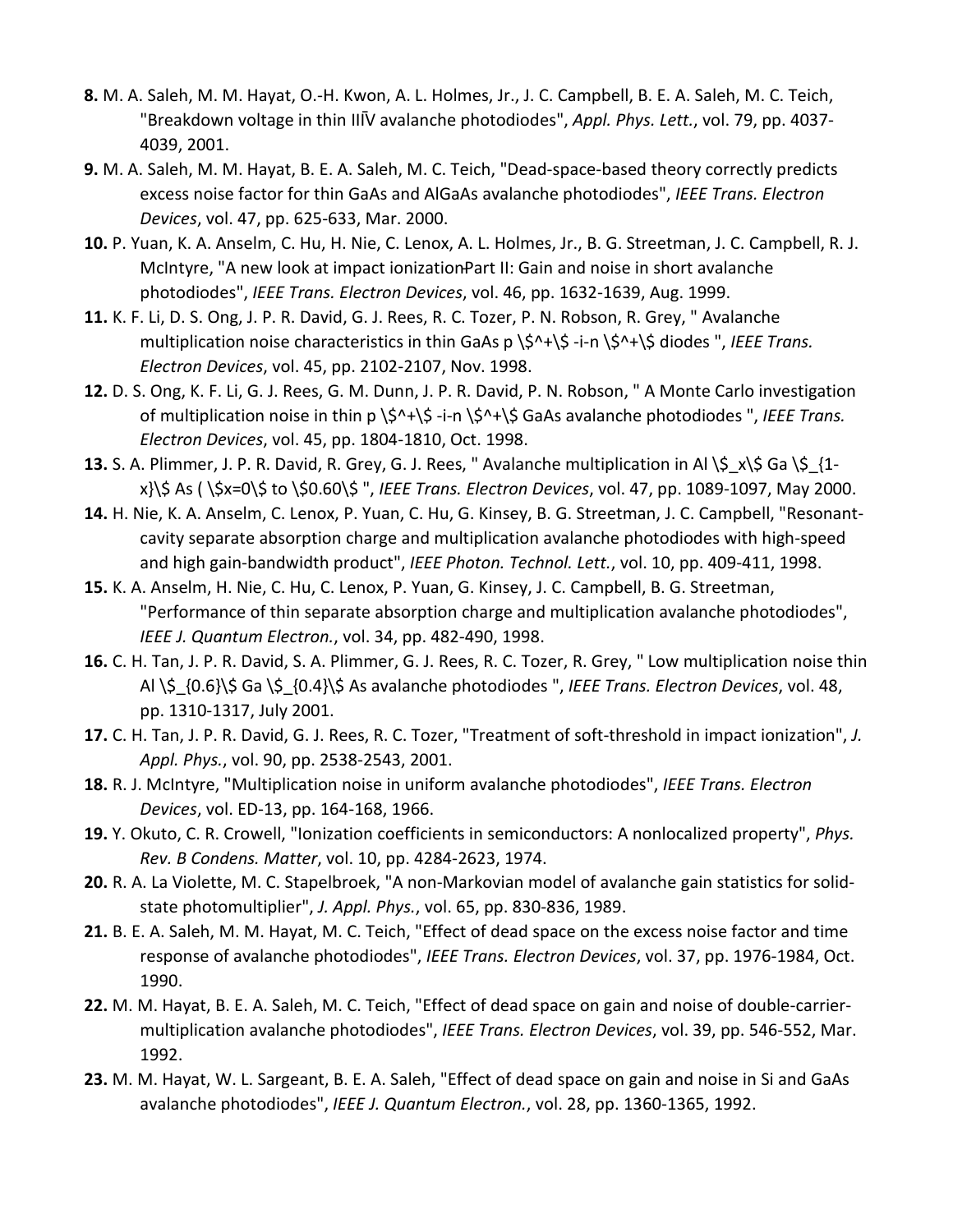**8.** M. A. Saleh, M. M. Hayat, O.-H. Kwon, A. L. Holmes, Jr., J. C. Campbell, B. E. A. Saleh, M. C. Teich, "Breakdown voltage in thin III-V avalanche photodiodes", *Appl. Phys. Lett.*, vol. 79, pp. 4037-4039, 2001.

**9.** M. A. Saleh, M. M. Hayat, B. E. A. Saleh, M. C. Teich, "Dead-space-based theory correctly predicts excess noise factor for thin GaAs and AlGaAs avalanche photodiodes", *IEEE Trans. Electron Devices*, vol. 47, pp. 625-633, Mar. 2000.

**10.** P. Yuan, K. A. Anselm, C. Hu, H. Nie, C. Lenox, A. L. Holmes, Jr., B. G. Streetman, J. C. Campbell, R. J. McIntyre, "A new look at impact ionization-Part II: Gain and noise in short avalanche photodiodes", *IEEE Trans. Electron Devices*, vol. 46, pp. 1632-1639, Aug. 1999.

**11.** K. F. Li, D. S. Ong, J. P. R. David, G. J. Rees, R. C. Tozer, P. N. Robson, R. Grey, " Avalanche multiplication noise characteristics in thin GaAs p $^+$ -i-n $^+$ diodes ", *IEEE Trans. Electron Devices*, vol. 45, pp. 2102-2107, Nov. 1998.

**12.** D. S. Ong, K. F. Li, G. J. Rees, G. M. Dunn, J. P. R. David, P. N. Robson, " A Monte Carlo investigation of multiplication noise in thin p $^+$ -i-n $^+$ GaAs avalanche photodiodes ", *IEEE Trans. Electron Devices*, vol. 45, pp. 1804-1810, Oct. 1998.

**13.** S. A. Plimmer, J. P. R. David, R. Grey, G. J. Rees, " Avalanche multiplication in Al $_x$ Ga $_{1-x}$ As ( $x=0$ to $0.60$ ", *IEEE Trans. Electron Devices*, vol. 47, pp. 1089-1097, May 2000.

**14.** H. Nie, K. A. Anselm, C. Lenox, P. Yuan, C. Hu, G. Kinsey, B. G. Streetman, J. C. Campbell, "Resonant-cavity separate absorption charge and multiplication avalanche photodiodes with high-speed and high gain-bandwidth product", *IEEE Photon. Technol. Lett.*, vol. 10, pp. 409-411, 1998.

**15.** K. A. Anselm, H. Nie, C. Hu, C. Lenox, P. Yuan, G. Kinsey, J. C. Campbell, B. G. Streetman, "Performance of thin separate absorption charge and multiplication avalanche photodiodes", *IEEE J. Quantum Electron.*, vol. 34, pp. 482-490, 1998.

**16.** C. H. Tan, J. P. R. David, S. A. Plimmer, G. J. Rees, R. C. Tozer, R. Grey, " Low multiplication noise thin Al $_{0.6}$ Ga $_{0.4}$ As avalanche photodiodes ", *IEEE Trans. Electron Devices*, vol. 48, pp. 1310-1317, July 2001.

**17.** C. H. Tan, J. P. R. David, G. J. Rees, R. C. Tozer, "Treatment of soft-threshold in impact ionization", *J. Appl. Phys.*, vol. 90, pp. 2538-2543, 2001.

**18.** R. J. McIntyre, "Multiplication noise in uniform avalanche photodiodes", *IEEE Trans. Electron Devices*, vol. ED-13, pp. 164-168, 1966.

**19.** Y. Okuto, C. R. Crowell, "Ionization coefficients in semiconductors: A nonlocalized property", *Phys. Rev. B Condens. Matter*, vol. 10, pp. 4284-2623, 1974.

**20.** R. A. La Violette, M. C. Stapelbroek, "A non-Markovian model of avalanche gain statistics for solid-state photomultiplier", *J. Appl. Phys.*, vol. 65, pp. 830-836, 1989.

**21.** B. E. A. Saleh, M. M. Hayat, M. C. Teich, "Effect of dead space on the excess noise factor and time response of avalanche photodiodes", *IEEE Trans. Electron Devices*, vol. 37, pp. 1976-1984, Oct. 1990.

**22.** M. M. Hayat, B. E. A. Saleh, M. C. Teich, "Effect of dead space on gain and noise of double-carrier-multiplication avalanche photodiodes", *IEEE Trans. Electron Devices*, vol. 39, pp. 546-552, Mar. 1992.

**23.** M. M. Hayat, W. L. Sargeant, B. E. A. Saleh, "Effect of dead space on gain and noise in Si and GaAs avalanche photodiodes", *IEEE J. Quantum Electron.*, vol. 28, pp. 1360-1365, 1992.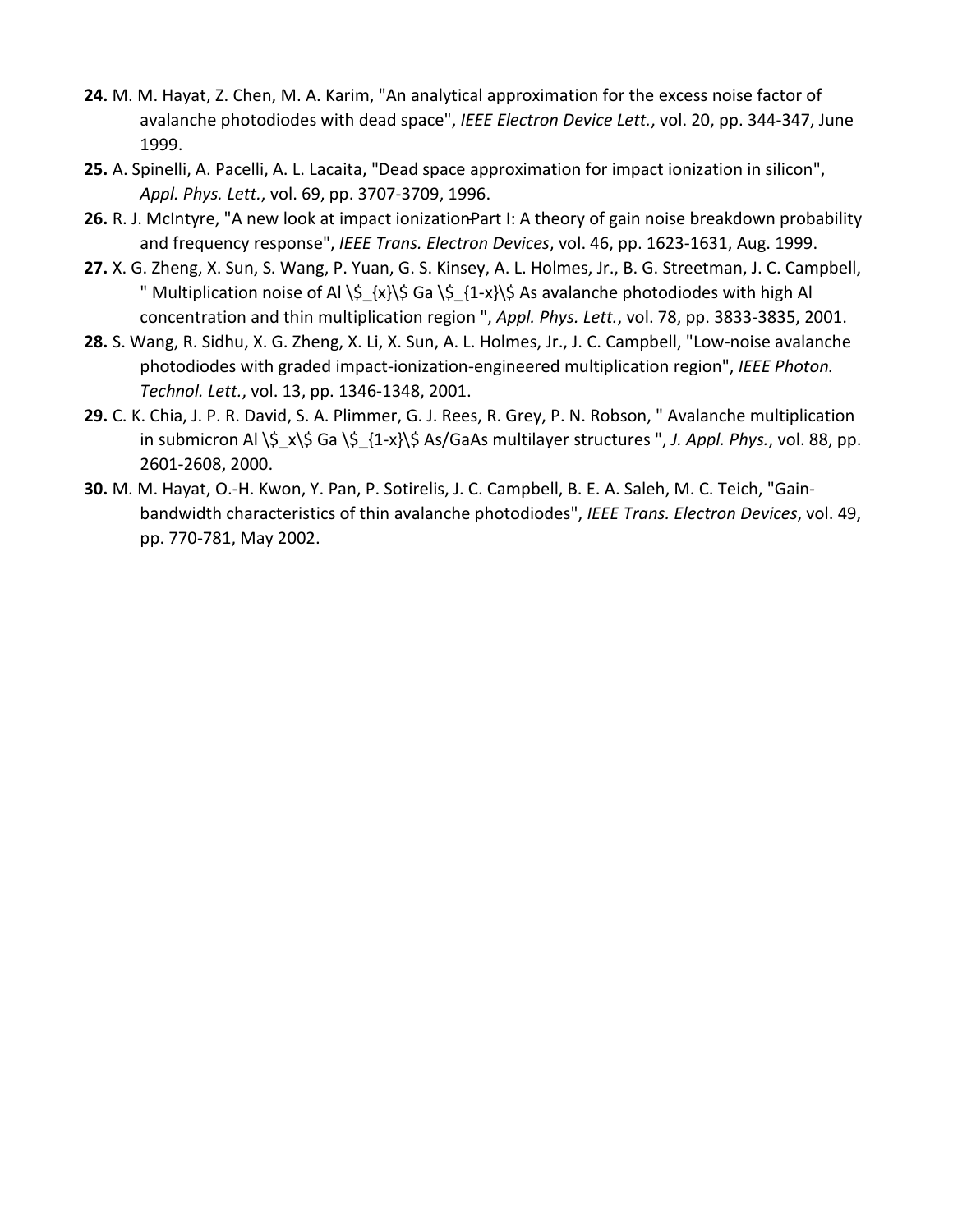**24.** M. M. Hayat, Z. Chen, M. A. Karim, "An analytical approximation for the excess noise factor of avalanche photodiodes with dead space", *IEEE Electron Device Lett.*, vol. 20, pp. 344-347, June 1999.

**25.** A. Spinelli, A. Pacelli, A. L. Lacaita, "Dead space approximation for impact ionization in silicon", *Appl. Phys. Lett.*, vol. 69, pp. 3707-3709, 1996.

**26.** R. J. McIntyre, "A new look at impact ionization-Part I: A theory of gain noise breakdown probability and frequency response", *IEEE Trans. Electron Devices*, vol. 46, pp. 1623-1631, Aug. 1999.

**27.** X. G. Zheng, X. Sun, S. Wang, P. Yuan, G. S. Kinsey, A. L. Holmes, Jr., B. G. Streetman, J. C. Campbell, " Multiplication noise of $Al_{x}Ga_{1-x}As$ avalanche photodiodes with high Al concentration and thin multiplication region ", *Appl. Phys. Lett.*, vol. 78, pp. 3833-3835, 2001.

**28.** S. Wang, R. Sidhu, X. G. Zheng, X. Li, X. Sun, A. L. Holmes, Jr., J. C. Campbell, "Low-noise avalanche photodiodes with graded impact-ionization-engineered multiplication region", *IEEE Photon. Technol. Lett.*, vol. 13, pp. 1346-1348, 2001.

**29.** C. K. Chia, J. P. R. David, S. A. Plimmer, G. J. Rees, R. Grey, P. N. Robson, " Avalanche multiplication in submicron $Al_xGa_{1-x}As$/GaAs multilayer structures ", *J. Appl. Phys.*, vol. 88, pp. 2601-2608, 2000.

**30.** M. M. Hayat, O.-H. Kwon, Y. Pan, P. Sotirelis, J. C. Campbell, B. E. A. Saleh, M. C. Teich, "Gain-bandwidth characteristics of thin avalanche photodiodes", *IEEE Trans. Electron Devices*, vol. 49, pp. 770-781, May 2002.